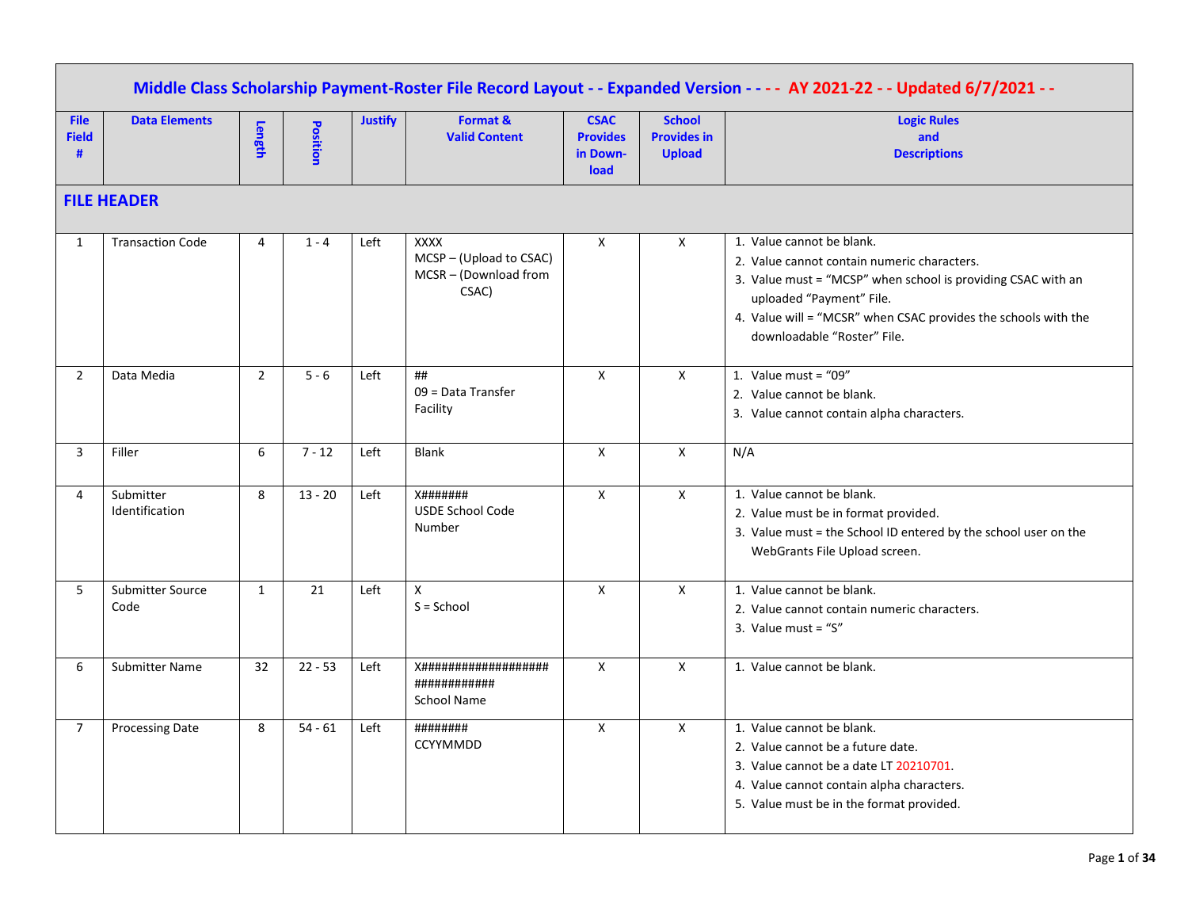# Middle Class Scholarship Payment-Roster File Record Layout - - Expanded Version - - - - AY 2021-22 - - Updated 6/7/2021 - -

| File Field # | Data Elements | Length | Position | Justify | Format & Valid Content | CSAC Provides in Down-load | School Provides in Upload | Logic Rules and Descriptions |
|---|---|---|---|---|---|---|---|---|
| **FILE HEADER** | | | | | | | | |
| 1 | Transaction Code | 4 | 1 - 4 | Left | XXXX<br>MCSP – (Upload to CSAC)<br>MCSR – (Download from CSAC) | X | X | 1. Value cannot be blank.<br>2. Value cannot contain numeric characters.<br>3. Value must = "MCSP" when school is providing CSAC with an uploaded "Payment" File.<br>4. Value will = "MCSR" when CSAC provides the schools with the downloadable "Roster" File. |
| 2 | Data Media | 2 | 5 - 6 | Left | ##<br>09 = Data Transfer Facility | X | X | 1. Value must = "09"<br>2. Value cannot be blank.<br>3. Value cannot contain alpha characters. |
| 3 | Filler | 6 | 7 - 12 | Left | Blank | X | X | N/A |
| 4 | Submitter Identification | 8 | 13 - 20 | Left | X#######<br>USDE School Code Number | X | X | 1. Value cannot be blank.<br>2. Value must be in format provided.<br>3. Value must = the School ID entered by the school user on the WebGrants File Upload screen. |
| 5 | Submitter Source Code | 1 | 21 | Left | X<br>S = School | X | X | 1. Value cannot be blank.<br>2. Value cannot contain numeric characters.<br>3. Value must = "S" |
| 6 | Submitter Name | 32 | 22 - 53 | Left | X###################<br>############<br>School Name | X | X | 1. Value cannot be blank. |
| 7 | Processing Date | 8 | 54 - 61 | Left | ########<br>CCYYMMDD | X | X | 1. Value cannot be blank.<br>2. Value cannot be a future date.<br>3. Value cannot be a date LT 20210701.<br>4. Value cannot contain alpha characters.<br>5. Value must be in the format provided. |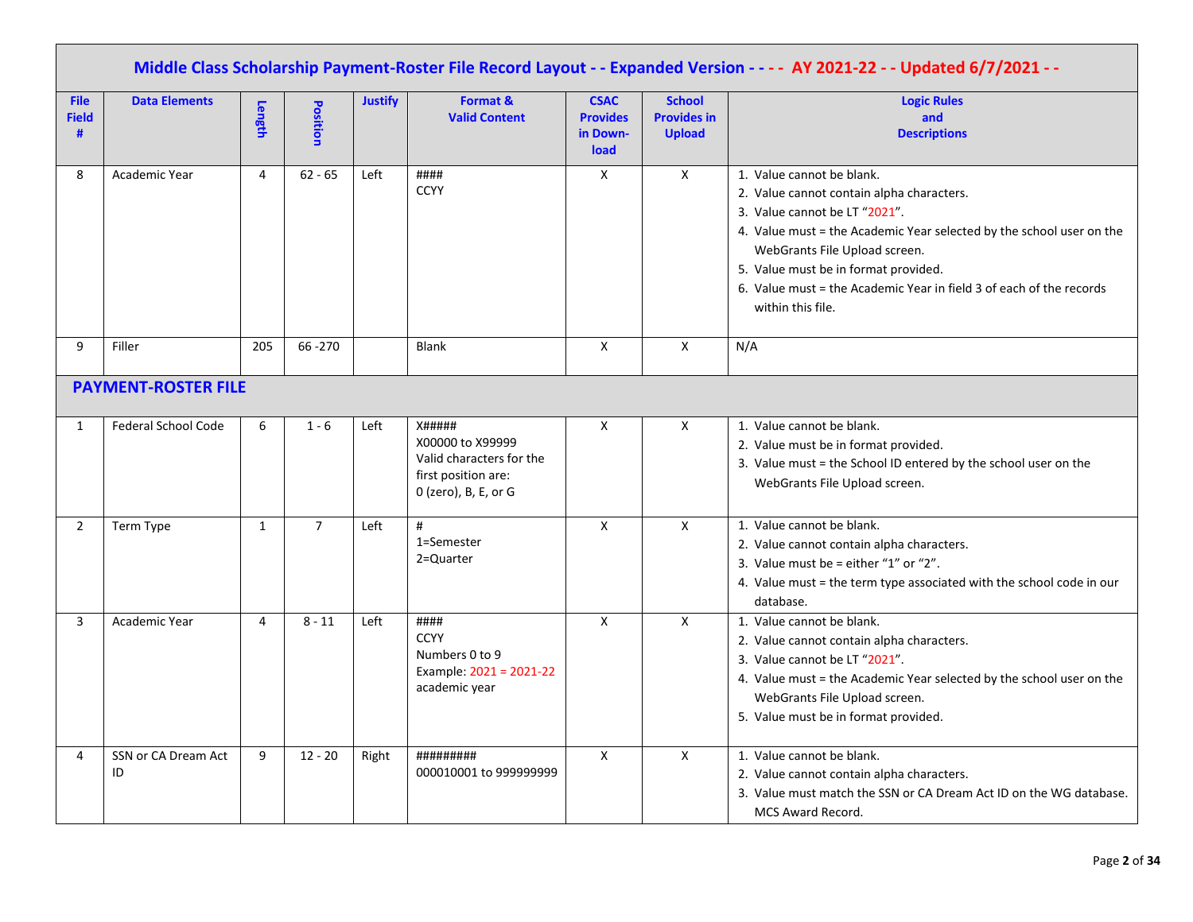# Middle Class Scholarship Payment-Roster File Record Layout - - Expanded Version - - - - AY 2021-22 - - Updated 6/7/2021 - -

| File Field # | Data Elements | Length | Position | Justify | Format & Valid Content | CSAC Provides in Download | School Provides in Upload | Logic Rules and Descriptions |
|---|---|---|---|---|---|---|---|---|
| 8 | Academic Year | 4 | 62 - 65 | Left | ####<br>CCYY | X | X | 1. Value cannot be blank.<br>2. Value cannot contain alpha characters.<br>3. Value cannot be LT "2021".<br>4. Value must = the Academic Year selected by the school user on the WebGrants File Upload screen.<br>5. Value must be in format provided.<br>6. Value must = the Academic Year in field 3 of each of the records within this file. |
| 9 | Filler | 205 | 66 -270 | | Blank | X | X | N/A |
| **PAYMENT-ROSTER FILE** | | | | | | | | |
| 1 | Federal School Code | 6 | 1 - 6 | Left | X#####<br>X00000 to X99999<br>Valid characters for the first position are:<br>0 (zero), B, E, or G | X | X | 1. Value cannot be blank.<br>2. Value must be in format provided.<br>3. Value must = the School ID entered by the school user on the WebGrants File Upload screen. |
| 2 | Term Type | 1 | 7 | Left | #<br>1=Semester<br>2=Quarter | X | X | 1. Value cannot be blank.<br>2. Value cannot contain alpha characters.<br>3. Value must be = either "1" or "2".<br>4. Value must = the term type associated with the school code in our database. |
| 3 | Academic Year | 4 | 8 - 11 | Left | ####<br>CCYY<br>Numbers 0 to 9<br>Example: 2021 = 2021-22 academic year | X | X | 1. Value cannot be blank.<br>2. Value cannot contain alpha characters.<br>3. Value cannot be LT "2021".<br>4. Value must = the Academic Year selected by the school user on the WebGrants File Upload screen.<br>5. Value must be in format provided. |
| 4 | SSN or CA Dream Act ID | 9 | 12 - 20 | Right | #########<br>000010001 to 999999999 | X | X | 1. Value cannot be blank.<br>2. Value cannot contain alpha characters.<br>3. Value must match the SSN or CA Dream Act ID on the WG database. MCS Award Record. |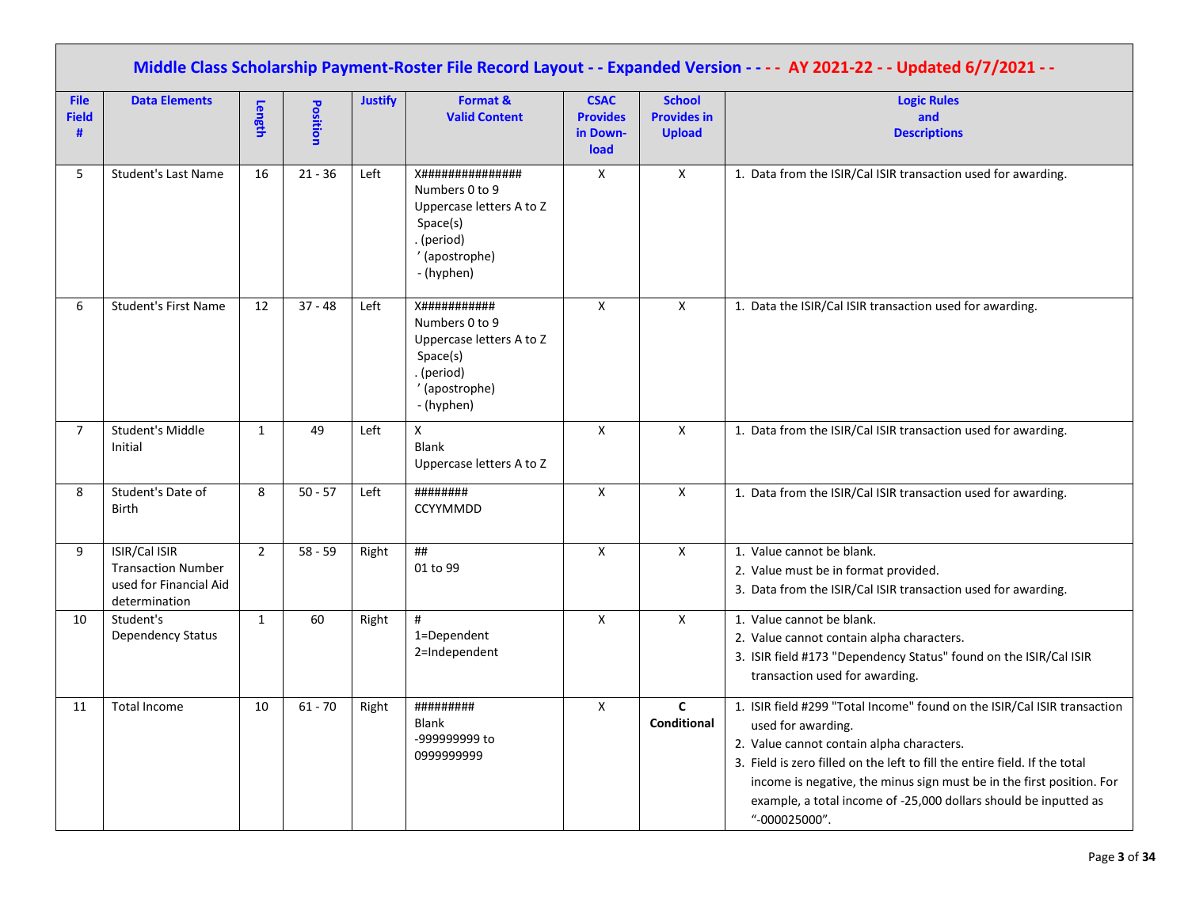## Middle Class Scholarship Payment-Roster File Record Layout - - Expanded Version - - - - AY 2021-22 - - Updated 6/7/2021 - -

| File Field # | Data Elements | Length | Position | Justify | Format & Valid Content | CSAC Provides in Down-load | School Provides in Upload | Logic Rules and Descriptions |
|---|---|---|---|---|---|---|---|---|
| 5 | Student's Last Name | 16 | 21 - 36 | Left | X###############<br>Numbers 0 to 9<br>Uppercase letters A to Z<br>Space(s)<br>. (period)<br>' (apostrophe)<br>- (hyphen) | X | X | 1. Data from the ISIR/Cal ISIR transaction used for awarding. |
| 6 | Student's First Name | 12 | 37 - 48 | Left | X###########<br>Numbers 0 to 9<br>Uppercase letters A to Z<br>Space(s)<br>. (period)<br>' (apostrophe)<br>- (hyphen) | X | X | 1. Data the ISIR/Cal ISIR transaction used for awarding. |
| 7 | Student's Middle Initial | 1 | 49 | Left | X<br>Blank<br>Uppercase letters A to Z | X | X | 1. Data from the ISIR/Cal ISIR transaction used for awarding. |
| 8 | Student's Date of Birth | 8 | 50 - 57 | Left | ########<br>CCYYMMDD | X | X | 1. Data from the ISIR/Cal ISIR transaction used for awarding. |
| 9 | ISIR/Cal ISIR Transaction Number used for Financial Aid determination | 2 | 58 - 59 | Right | ##<br>01 to 99 | X | X | 1. Value cannot be blank.<br>2. Value must be in format provided.<br>3. Data from the ISIR/Cal ISIR transaction used for awarding. |
| 10 | Student's Dependency Status | 1 | 60 | Right | #<br>1=Dependent<br>2=Independent | X | X | 1. Value cannot be blank.<br>2. Value cannot contain alpha characters.<br>3. ISIR field #173 "Dependency Status" found on the ISIR/Cal ISIR transaction used for awarding. |
| 11 | Total Income | 10 | 61 - 70 | Right | #########<br>Blank<br>-999999999 to 0999999999 | X | **C Conditional** | 1. ISIR field #299 "Total Income" found on the ISIR/Cal ISIR transaction used for awarding.<br>2. Value cannot contain alpha characters.<br>3. Field is zero filled on the left to fill the entire field. If the total income is negative, the minus sign must be in the first position. For example, a total income of -25,000 dollars should be inputted as "-000025000". |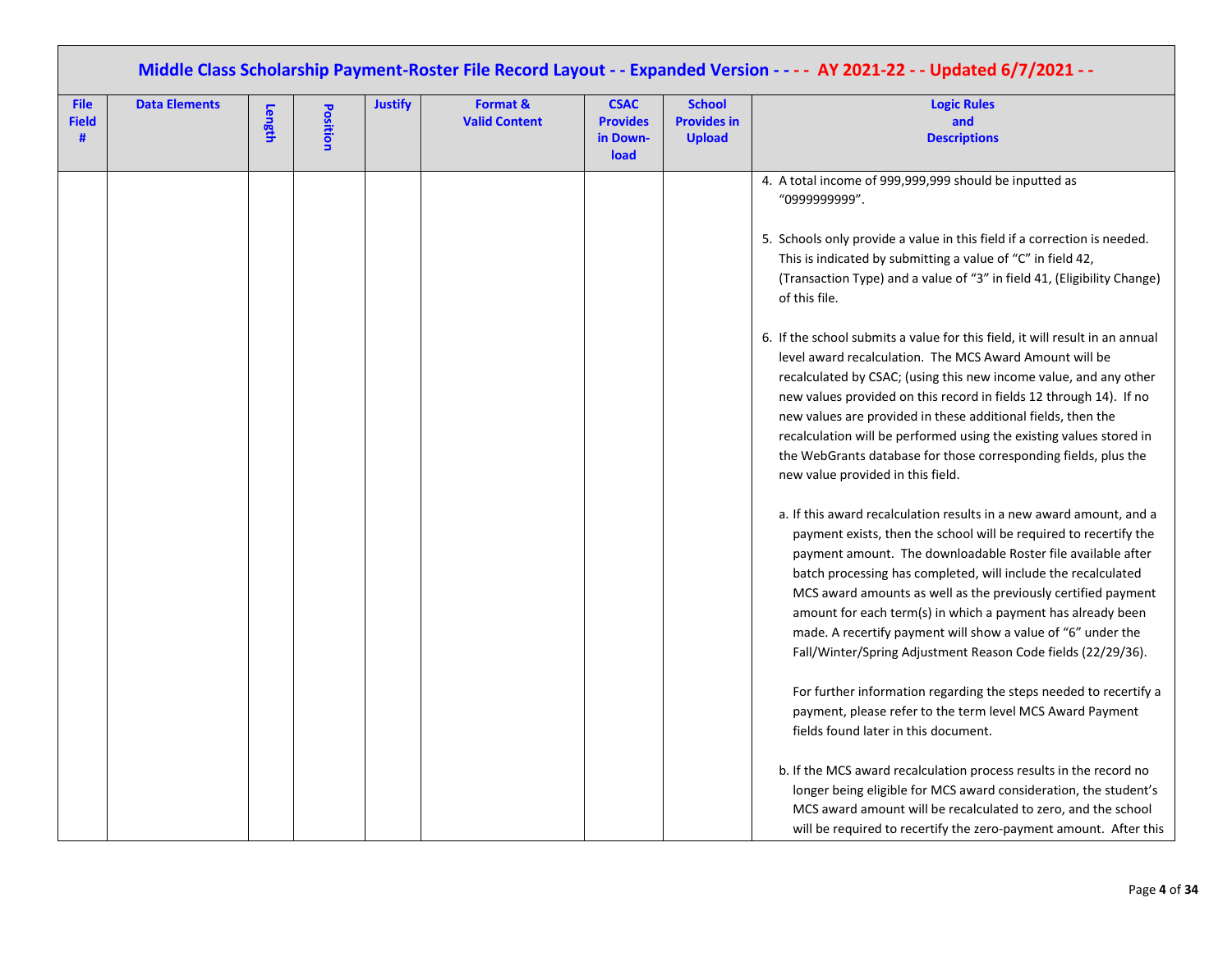## Middle Class Scholarship Payment-Roster File Record Layout - - Expanded Version - - - - AY 2021-22 - - Updated 6/7/2021 - -

| File Field # | Data Elements | Length | Position | Justify | Format & Valid Content | CSAC Provides in Down-load | School Provides in Upload | Logic Rules and Descriptions |
|---|---|---|---|---|---|---|---|---|
| | | | | | | | | 4. A total income of 999,999,999 should be inputted as "0999999999".<br><br>5. Schools only provide a value in this field if a correction is needed. This is indicated by submitting a value of "C" in field 42, (Transaction Type) and a value of "3" in field 41, (Eligibility Change) of this file.<br><br>6. If the school submits a value for this field, it will result in an annual level award recalculation. The MCS Award Amount will be recalculated by CSAC; (using this new income value, and any other new values provided on this record in fields 12 through 14). If no new values are provided in these additional fields, then the recalculation will be performed using the existing values stored in the WebGrants database for those corresponding fields, plus the new value provided in this field.<br><br>a. If this award recalculation results in a new award amount, and a payment exists, then the school will be required to recertify the payment amount. The downloadable Roster file available after batch processing has completed, will include the recalculated MCS award amounts as well as the previously certified payment amount for each term(s) in which a payment has already been made. A recertify payment will show a value of "6" under the Fall/Winter/Spring Adjustment Reason Code fields (22/29/36).<br><br>For further information regarding the steps needed to recertify a payment, please refer to the term level MCS Award Payment fields found later in this document.<br><br>b. If the MCS award recalculation process results in the record no longer being eligible for MCS award consideration, the student's MCS award amount will be recalculated to zero, and the school will be required to recertify the zero-payment amount. After this |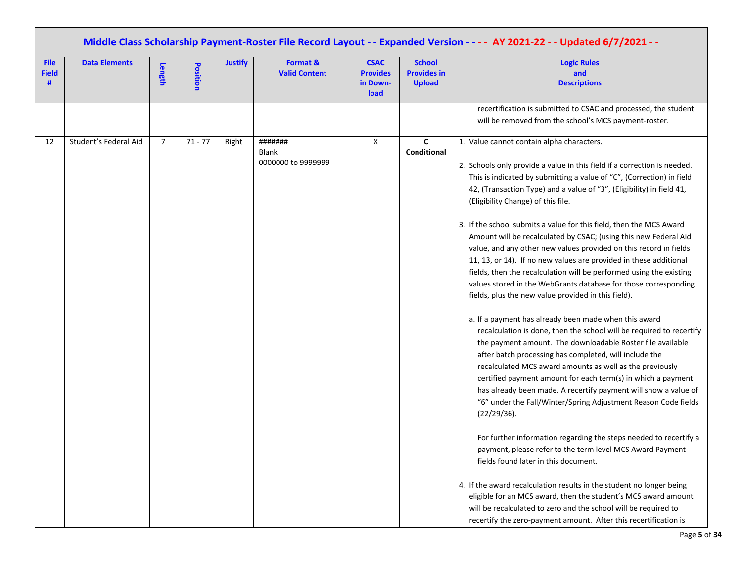# Middle Class Scholarship Payment-Roster File Record Layout - - Expanded Version - - - - AY 2021-22 - - Updated 6/7/2021 - -

| File Field # | Data Elements | Length | Position | Justify | Format & Valid Content | CSAC Provides in Down-load | School Provides in Upload | Logic Rules and Descriptions |
|---|---|---|---|---|---|---|---|---|
| | | | | | | | | recertification is submitted to CSAC and processed, the student will be removed from the school's MCS payment-roster. |
| 12 | Student's Federal Aid | 7 | 71 - 77 | Right | ####### <br> Blank <br> 0000000 to 9999999 | X | **C Conditional** | 1. Value cannot contain alpha characters. <br><br> 2. Schools only provide a value in this field if a correction is needed. This is indicated by submitting a value of "C", (Correction) in field 42, (Transaction Type) and a value of "3", (Eligibility) in field 41, (Eligibility Change) of this file. <br><br> 3. If the school submits a value for this field, then the MCS Award Amount will be recalculated by CSAC; (using this new Federal Aid value, and any other new values provided on this record in fields 11, 13, or 14). If no new values are provided in these additional fields, then the recalculation will be performed using the existing values stored in the WebGrants database for those corresponding fields, plus the new value provided in this field). <br><br> a. If a payment has already been made when this award recalculation is done, then the school will be required to recertify the payment amount. The downloadable Roster file available after batch processing has completed, will include the recalculated MCS award amounts as well as the previously certified payment amount for each term(s) in which a payment has already been made. A recertify payment will show a value of "6" under the Fall/Winter/Spring Adjustment Reason Code fields (22/29/36). <br><br> For further information regarding the steps needed to recertify a payment, please refer to the term level MCS Award Payment fields found later in this document. <br><br> 4. If the award recalculation results in the student no longer being eligible for an MCS award, then the student's MCS award amount will be recalculated to zero and the school will be required to recertify the zero-payment amount. After this recertification is |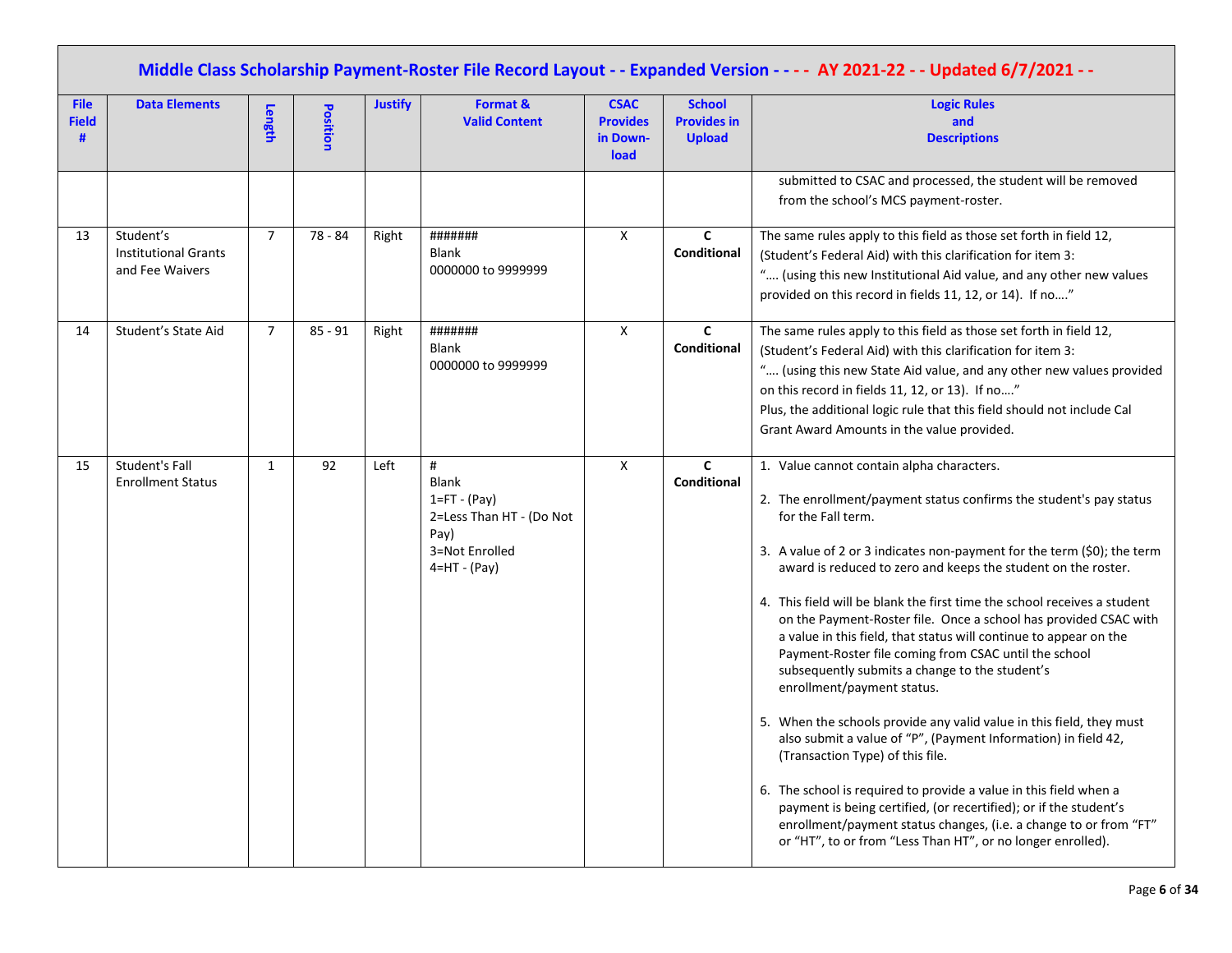## Middle Class Scholarship Payment-Roster File Record Layout - - Expanded Version - - - - AY 2021-22 - - Updated 6/7/2021 - -

| File Field # | Data Elements | Length | Position | Justify | Format & Valid Content | CSAC Provides in Down-load | School Provides in Upload | Logic Rules and Descriptions |
|---|---|---|---|---|---|---|---|---|
| | | | | | | | | submitted to CSAC and processed, the student will be removed from the school's MCS payment-roster. |
| 13 | Student's Institutional Grants and Fee Waivers | 7 | 78 - 84 | Right | #######<br>Blank<br>0000000 to 9999999 | X | **C Conditional** | The same rules apply to this field as those set forth in field 12, (Student's Federal Aid) with this clarification for item 3:<br>"…. (using this new Institutional Aid value, and any other new values provided on this record in fields 11, 12, or 14). If no…." |
| 14 | Student's State Aid | 7 | 85 - 91 | Right | #######<br>Blank<br>0000000 to 9999999 | X | **C Conditional** | The same rules apply to this field as those set forth in field 12, (Student's Federal Aid) with this clarification for item 3:<br>"…. (using this new State Aid value, and any other new values provided on this record in fields 11, 12, or 13). If no…."<br>Plus, the additional logic rule that this field should not include Cal Grant Award Amounts in the value provided. |
| 15 | Student's Fall Enrollment Status | 1 | 92 | Left | #<br>Blank<br>1=FT - (Pay)<br>2=Less Than HT - (Do Not Pay)<br>3=Not Enrolled<br>4=HT - (Pay) | X | **C Conditional** | 1. Value cannot contain alpha characters.<br>2. The enrollment/payment status confirms the student's pay status for the Fall term.<br>3. A value of 2 or 3 indicates non-payment for the term ($0); the term award is reduced to zero and keeps the student on the roster.<br>4. This field will be blank the first time the school receives a student on the Payment-Roster file. Once a school has provided CSAC with a value in this field, that status will continue to appear on the Payment-Roster file coming from CSAC until the school subsequently submits a change to the student's enrollment/payment status.<br>5. When the schools provide any valid value in this field, they must also submit a value of "P", (Payment Information) in field 42, (Transaction Type) of this file.<br>6. The school is required to provide a value in this field when a payment is being certified, (or recertified); or if the student's enrollment/payment status changes, (i.e. a change to or from "FT" or "HT", to or from "Less Than HT", or no longer enrolled). |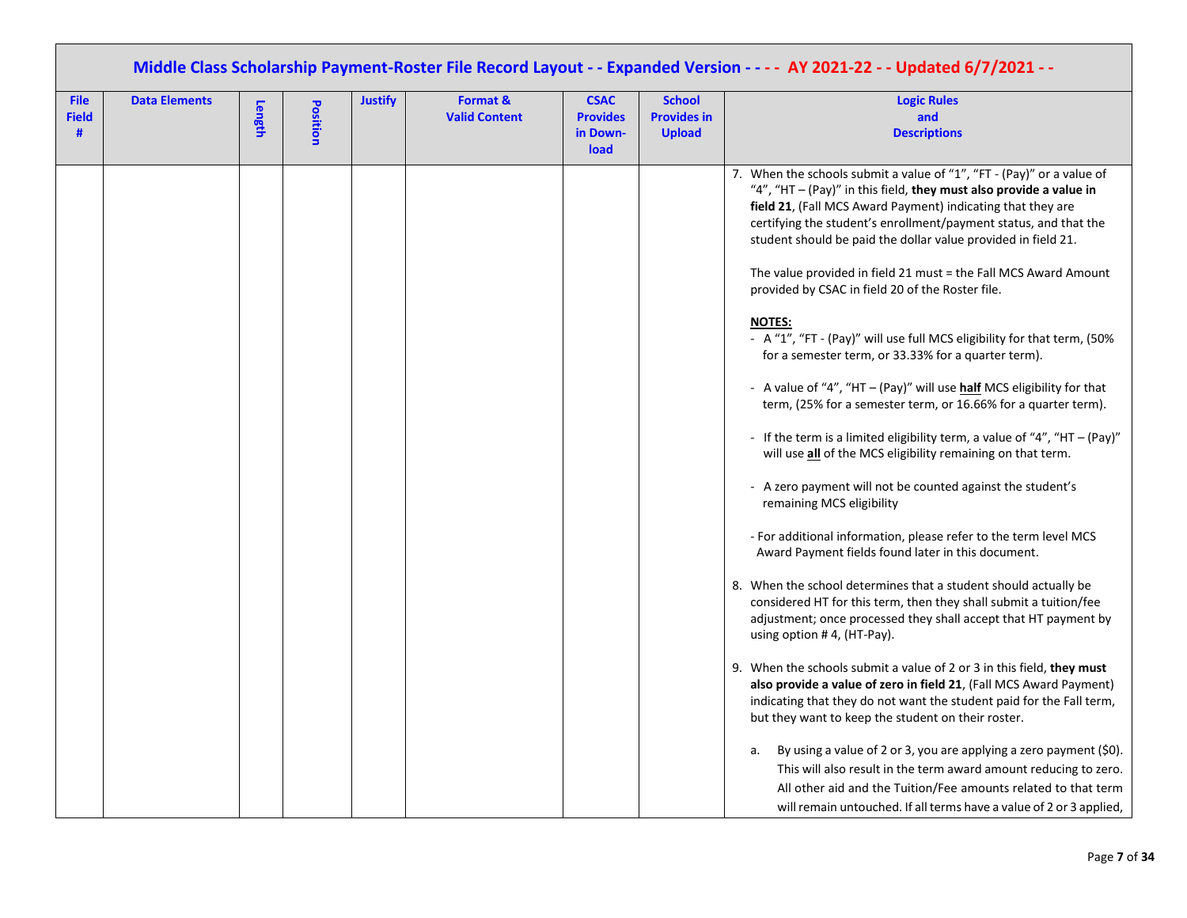## Middle Class Scholarship Payment-Roster File Record Layout - - Expanded Version - - - - AY 2021-22 - - Updated 6/7/2021 - -

| File Field # | Data Elements | Length | Position | Justify | Format & Valid Content | CSAC Provides in Down-load | School Provides in Upload | Logic Rules and Descriptions |
|---|---|---|---|---|---|---|---|---|
| | | | | | | | | 7. When the schools submit a value of "1", "FT - (Pay)" or a value of "4", "HT – (Pay)" in this field, **they must also provide a value in field 21**, (Fall MCS Award Payment) indicating that they are certifying the student's enrollment/payment status, and that the student should be paid the dollar value provided in field 21.<br><br>The value provided in field 21 must = the Fall MCS Award Amount provided by CSAC in field 20 of the Roster file.<br><br>**NOTES:**<br>- A "1", "FT - (Pay)" will use full MCS eligibility for that term, (50% for a semester term, or 33.33% for a quarter term).<br>- A value of "4", "HT – (Pay)" will use **half** MCS eligibility for that term, (25% for a semester term, or 16.66% for a quarter term).<br>- If the term is a limited eligibility term, a value of "4", "HT – (Pay)" will use **all** of the MCS eligibility remaining on that term.<br>- A zero payment will not be counted against the student's remaining MCS eligibility<br>- For additional information, please refer to the term level MCS Award Payment fields found later in this document.<br><br>8. When the school determines that a student should actually be considered HT for this term, then they shall submit a tuition/fee adjustment; once processed they shall accept that HT payment by using option # 4, (HT-Pay).<br><br>9. When the schools submit a value of 2 or 3 in this field, **they must also provide a value of zero in field 21**, (Fall MCS Award Payment) indicating that they do not want the student paid for the Fall term, but they want to keep the student on their roster.<br><br>a. By using a value of 2 or 3, you are applying a zero payment ($0). This will also result in the term award amount reducing to zero. All other aid and the Tuition/Fee amounts related to that term will remain untouched. If all terms have a value of 2 or 3 applied, |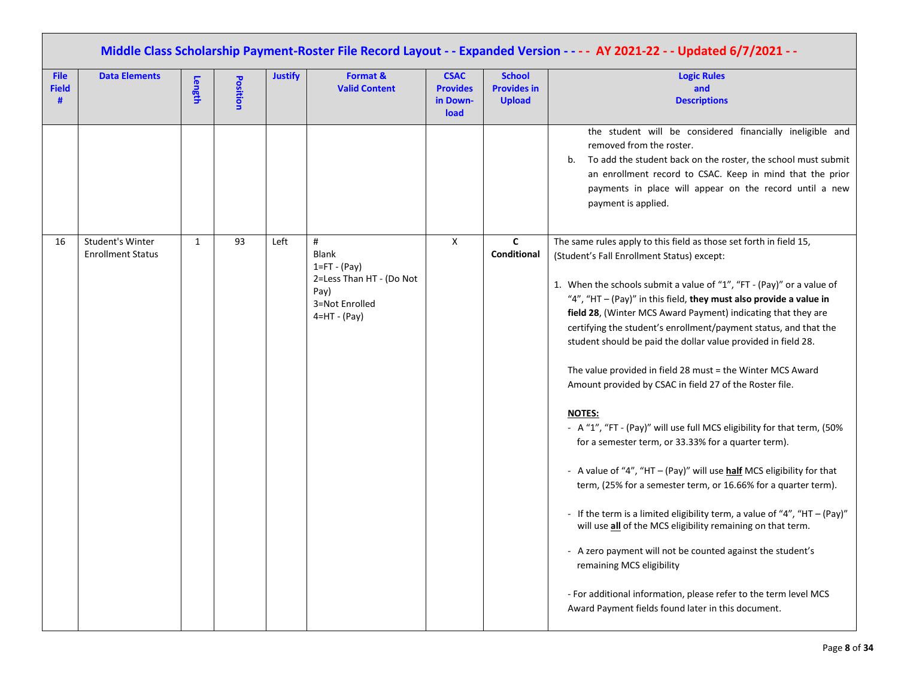## Middle Class Scholarship Payment-Roster File Record Layout - - Expanded Version - - - - AY 2021-22 - - Updated 6/7/2021 - -

| File Field # | Data Elements | Length | Position | Justify | Format & Valid Content | CSAC Provides in Down-load | School Provides in Upload | Logic Rules and Descriptions |
|---|---|---|---|---|---|---|---|---|
| | | | | | | | | the student will be considered financially ineligible and removed from the roster.<br>b. To add the student back on the roster, the school must submit an enrollment record to CSAC. Keep in mind that the prior payments in place will appear on the record until a new payment is applied. |
| 16 | Student's Winter Enrollment Status | 1 | 93 | Left | #<br>Blank<br>1=FT - (Pay)<br>2=Less Than HT - (Do Not Pay)<br>3=Not Enrolled<br>4=HT - (Pay) | X | **C Conditional** | The same rules apply to this field as those set forth in field 15, (Student's Fall Enrollment Status) except:<br><br>1. When the schools submit a value of "1", "FT - (Pay)" or a value of "4", "HT – (Pay)" in this field, **they must also provide a value in field 28**, (Winter MCS Award Payment) indicating that they are certifying the student's enrollment/payment status, and that the student should be paid the dollar value provided in field 28.<br><br>The value provided in field 28 must = the Winter MCS Award Amount provided by CSAC in field 27 of the Roster file.<br><br>**NOTES:**<br>- A "1", "FT - (Pay)" will use full MCS eligibility for that term, (50% for a semester term, or 33.33% for a quarter term).<br><br>- A value of "4", "HT – (Pay)" will use **half** MCS eligibility for that term, (25% for a semester term, or 16.66% for a quarter term).<br><br>- If the term is a limited eligibility term, a value of "4", "HT – (Pay)" will use **all** of the MCS eligibility remaining on that term.<br><br>- A zero payment will not be counted against the student's remaining MCS eligibility<br><br>- For additional information, please refer to the term level MCS Award Payment fields found later in this document. |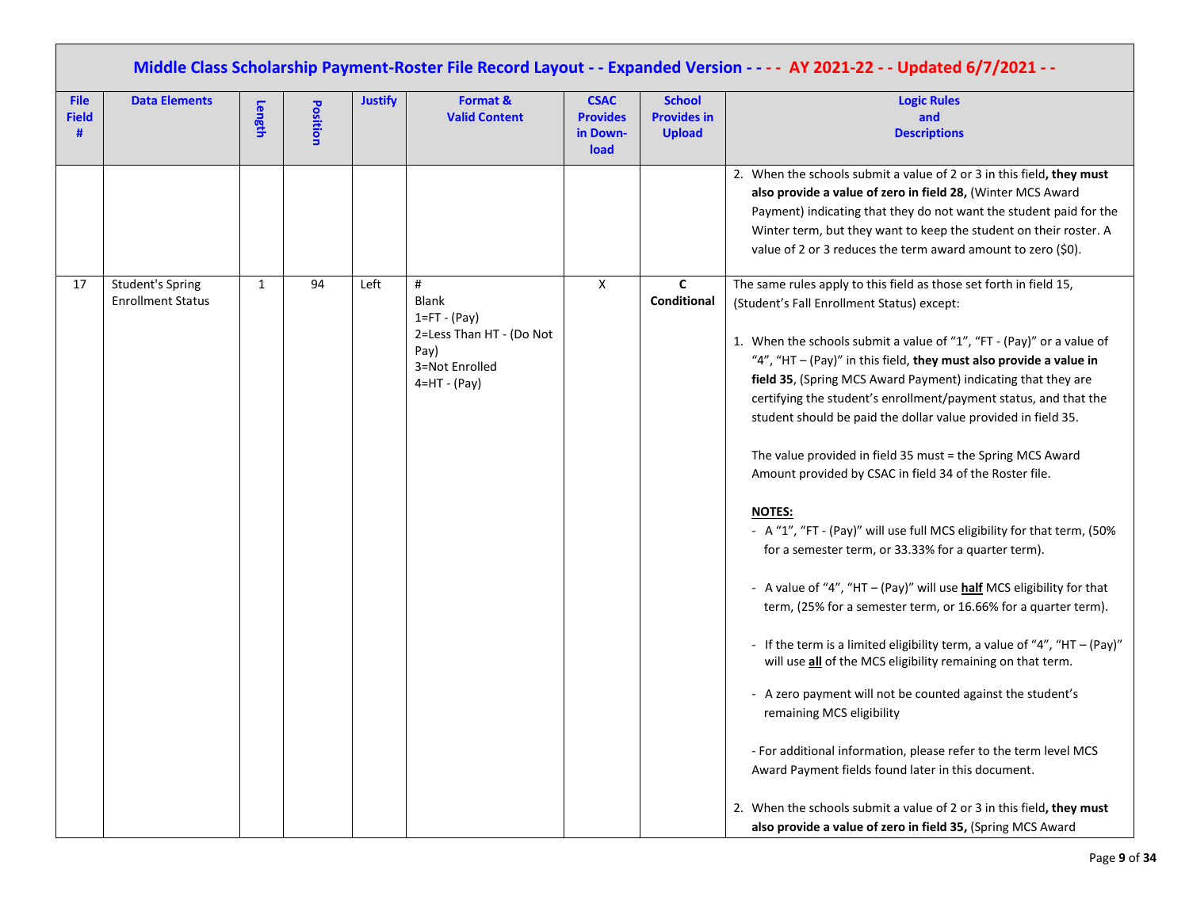## Middle Class Scholarship Payment-Roster File Record Layout - - Expanded Version - - - - AY 2021-22 - - Updated 6/7/2021 - -

| File Field # | Data Elements | Length | Position | Justify | Format & Valid Content | CSAC Provides in Down-load | School Provides in Upload | Logic Rules and Descriptions |
|---|---|---|---|---|---|---|---|---|
| | | | | | | | | 2. When the schools submit a value of 2 or 3 in this field**, they must also provide a value of zero in field 28,** (Winter MCS Award Payment) indicating that they do not want the student paid for the Winter term, but they want to keep the student on their roster. A value of 2 or 3 reduces the term award amount to zero ($0). |
| 17 | Student's Spring Enrollment Status | 1 | 94 | Left | # <br> Blank <br> 1=FT - (Pay) <br> 2=Less Than HT - (Do Not Pay) <br> 3=Not Enrolled <br> 4=HT - (Pay) | X | **C Conditional** | The same rules apply to this field as those set forth in field 15, (Student's Fall Enrollment Status) except: <br><br> 1. When the schools submit a value of "1", "FT - (Pay)" or a value of "4", "HT – (Pay)" in this field, **they must also provide a value in field 35**, (Spring MCS Award Payment) indicating that they are certifying the student's enrollment/payment status, and that the student should be paid the dollar value provided in field 35. <br><br> The value provided in field 35 must = the Spring MCS Award Amount provided by CSAC in field 34 of the Roster file. <br><br> **NOTES:** <br> - A "1", "FT - (Pay)" will use full MCS eligibility for that term, (50% for a semester term, or 33.33% for a quarter term). <br><br> - A value of "4", "HT – (Pay)" will use **half** MCS eligibility for that term, (25% for a semester term, or 16.66% for a quarter term). <br><br> - If the term is a limited eligibility term, a value of "4", "HT – (Pay)" will use **all** of the MCS eligibility remaining on that term. <br><br> - A zero payment will not be counted against the student's remaining MCS eligibility <br><br> - For additional information, please refer to the term level MCS Award Payment fields found later in this document. <br><br> 2. When the schools submit a value of 2 or 3 in this field**, they must also provide a value of zero in field 35,** (Spring MCS Award |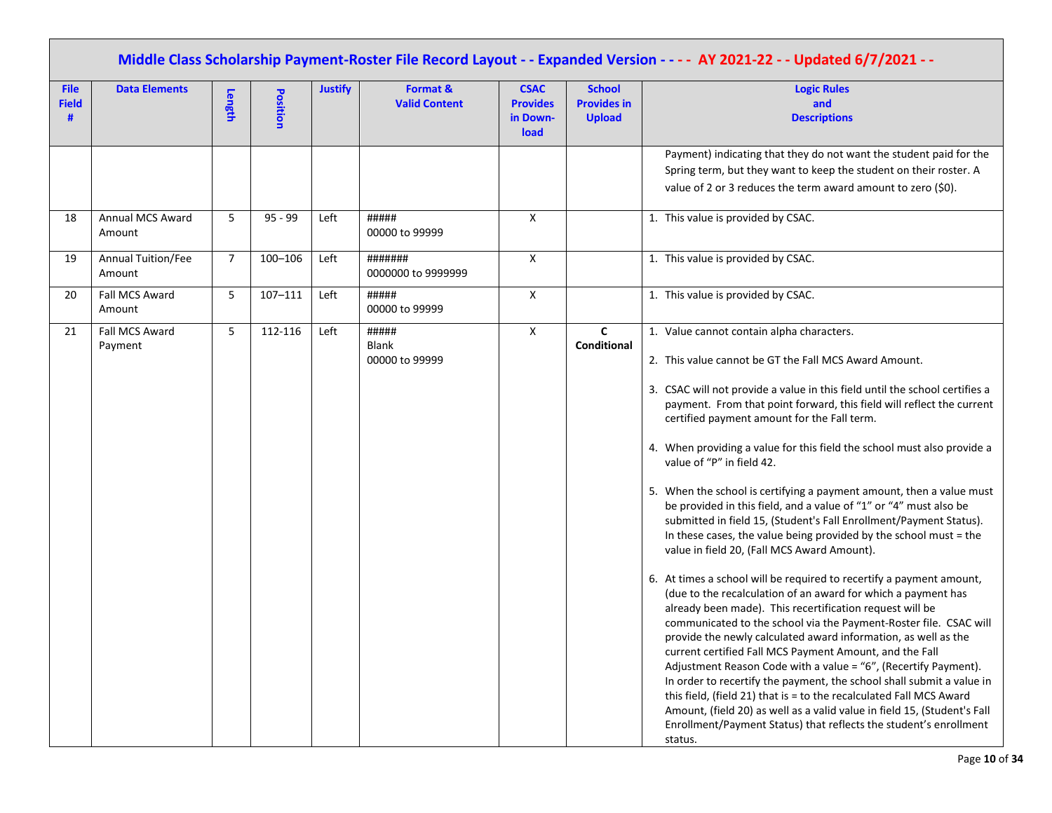# Middle Class Scholarship Payment-Roster File Record Layout - - Expanded Version - - - - AY 2021-22 - - Updated 6/7/2021 - -

| File Field # | Data Elements | Length | Position | Justify | Format & Valid Content | CSAC Provides in Down-load | School Provides in Upload | Logic Rules and Descriptions |
|---|---|---|---|---|---|---|---|---|
| | | | | | | | | Payment) indicating that they do not want the student paid for the Spring term, but they want to keep the student on their roster. A value of 2 or 3 reduces the term award amount to zero ($0). |
| 18 | Annual MCS Award Amount | 5 | 95 - 99 | Left | #####<br>00000 to 99999 | X | | 1. This value is provided by CSAC. |
| 19 | Annual Tuition/Fee Amount | 7 | 100–106 | Left | #######<br>0000000 to 9999999 | X | | 1. This value is provided by CSAC. |
| 20 | Fall MCS Award Amount | 5 | 107–111 | Left | #####<br>00000 to 99999 | X | | 1. This value is provided by CSAC. |
| 21 | Fall MCS Award Payment | 5 | 112-116 | Left | #####<br>Blank<br>00000 to 99999 | X | **C Conditional** | 1. Value cannot contain alpha characters.<br><br>2. This value cannot be GT the Fall MCS Award Amount.<br><br>3. CSAC will not provide a value in this field until the school certifies a payment. From that point forward, this field will reflect the current certified payment amount for the Fall term.<br><br>4. When providing a value for this field the school must also provide a value of "P" in field 42.<br><br>5. When the school is certifying a payment amount, then a value must be provided in this field, and a value of "1" or "4" must also be submitted in field 15, (Student's Fall Enrollment/Payment Status). In these cases, the value being provided by the school must = the value in field 20, (Fall MCS Award Amount).<br><br>6. At times a school will be required to recertify a payment amount, (due to the recalculation of an award for which a payment has already been made). This recertification request will be communicated to the school via the Payment-Roster file. CSAC will provide the newly calculated award information, as well as the current certified Fall MCS Payment Amount, and the Fall Adjustment Reason Code with a value = "6", (Recertify Payment). In order to recertify the payment, the school shall submit a value in this field, (field 21) that is = to the recalculated Fall MCS Award Amount, (field 20) as well as a valid value in field 15, (Student's Fall Enrollment/Payment Status) that reflects the student's enrollment status. |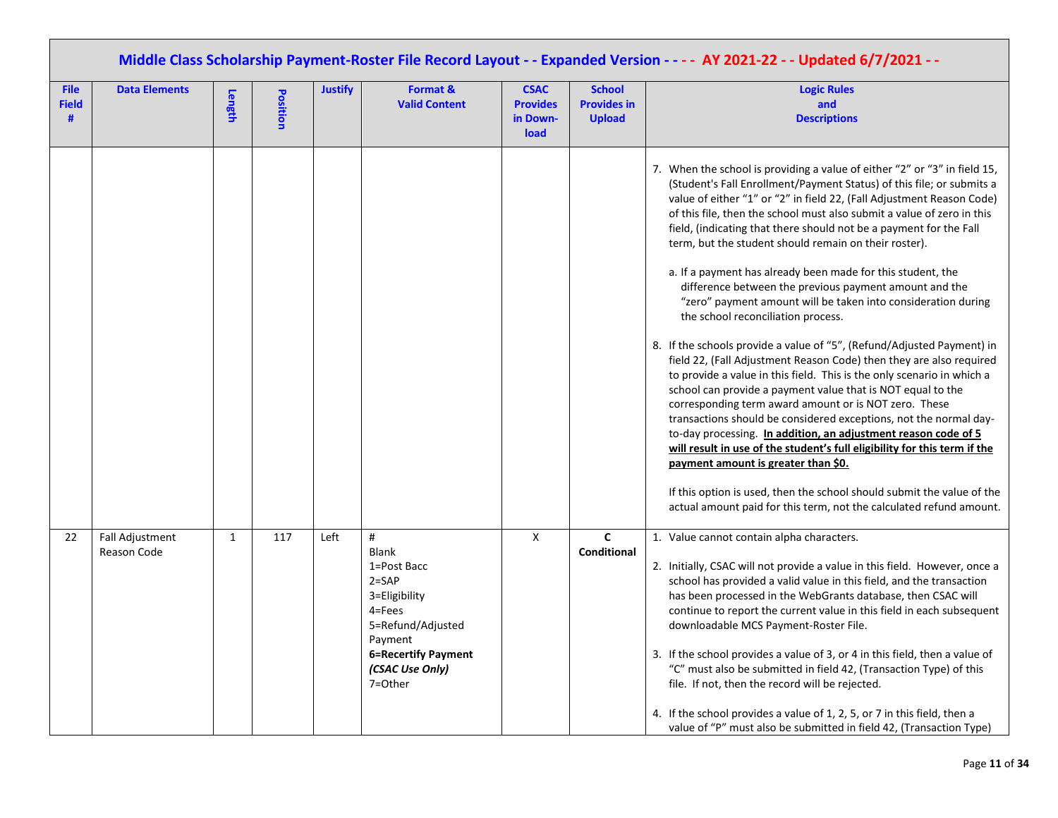## Middle Class Scholarship Payment-Roster File Record Layout - - Expanded Version - - - - AY 2021-22 - - Updated 6/7/2021 - -

| File Field # | Data Elements | Length | Position | Justify | Format & Valid Content | CSAC Provides in Down-load | School Provides in Upload | Logic Rules and Descriptions |
|---|---|---|---|---|---|---|---|---|
| | | | | | | | | 7. When the school is providing a value of either "2" or "3" in field 15, (Student's Fall Enrollment/Payment Status) of this file; or submits a value of either "1" or "2" in field 22, (Fall Adjustment Reason Code) of this file, then the school must also submit a value of zero in this field, (indicating that there should not be a payment for the Fall term, but the student should remain on their roster).<br><br>a. If a payment has already been made for this student, the difference between the previous payment amount and the "zero" payment amount will be taken into consideration during the school reconciliation process.<br><br>8. If the schools provide a value of "5", (Refund/Adjusted Payment) in field 22, (Fall Adjustment Reason Code) then they are also required to provide a value in this field. This is the only scenario in which a school can provide a payment value that is NOT equal to the corresponding term award amount or is NOT zero. These transactions should be considered exceptions, not the normal day-to-day processing. **In addition, an adjustment reason code of 5 will result in use of the student's full eligibility for this term if the payment amount is greater than $0.**<br><br>If this option is used, then the school should submit the value of the actual amount paid for this term, not the calculated refund amount. |
| 22 | Fall Adjustment Reason Code | 1 | 117 | Left | #<br>Blank<br>1=Post Bacc<br>2=SAP<br>3=Eligibility<br>4=Fees<br>5=Refund/Adjusted Payment<br>**6=Recertify Payment *(CSAC Use Only)***<br>7=Other | X | **C Conditional** | 1. Value cannot contain alpha characters.<br><br>2. Initially, CSAC will not provide a value in this field. However, once a school has provided a valid value in this field, and the transaction has been processed in the WebGrants database, then CSAC will continue to report the current value in this field in each subsequent downloadable MCS Payment-Roster File.<br><br>3. If the school provides a value of 3, or 4 in this field, then a value of "C" must also be submitted in field 42, (Transaction Type) of this file. If not, then the record will be rejected.<br><br>4. If the school provides a value of 1, 2, 5, or 7 in this field, then a value of "P" must also be submitted in field 42, (Transaction Type) |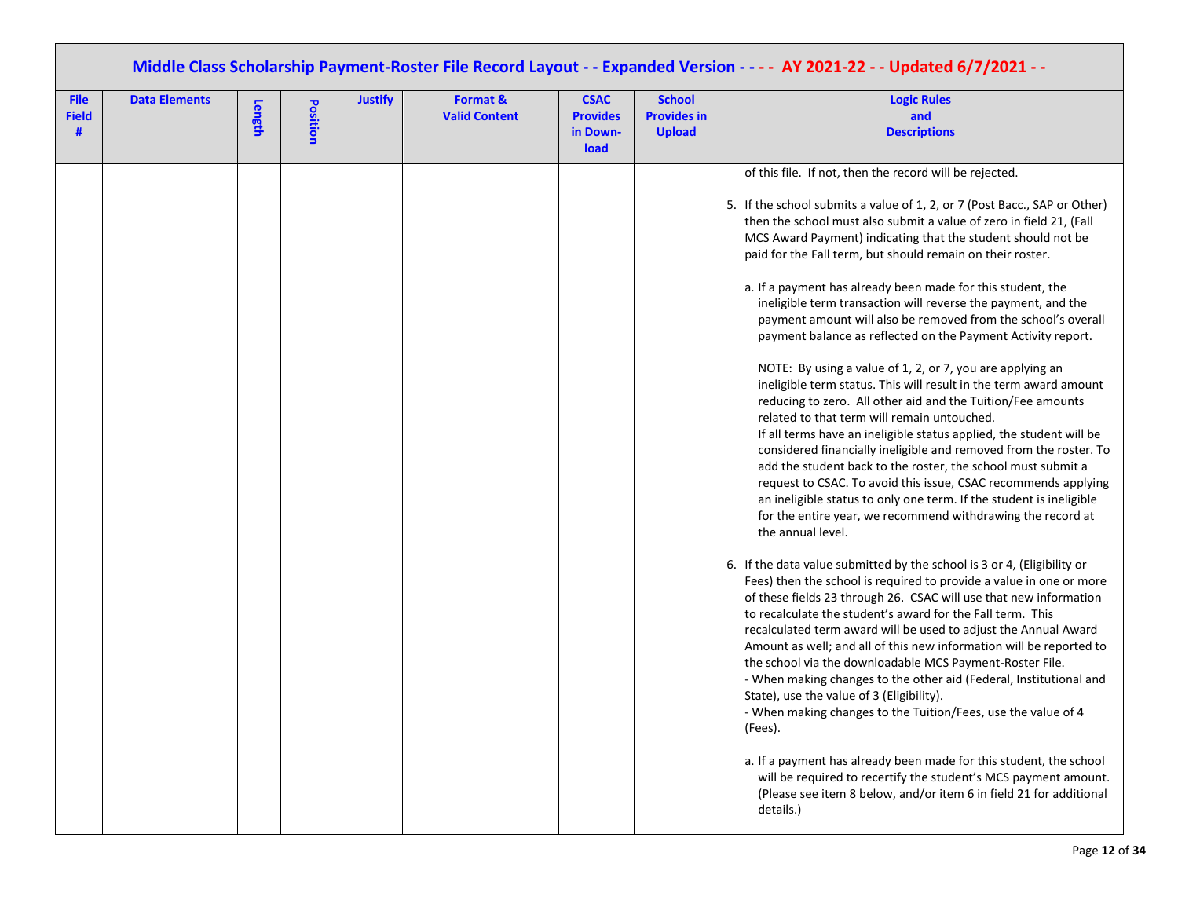# Middle Class Scholarship Payment-Roster File Record Layout - - Expanded Version - - - - AY 2021-22 - - Updated 6/7/2021 - -

| File Field # | Data Elements | Length | Position | Justify | Format & Valid Content | CSAC Provides in Down-load | School Provides in Upload | Logic Rules and Descriptions |
|---|---|---|---|---|---|---|---|---|
| | | | | | | | | of this file. If not, then the record will be rejected.<br><br>5. If the school submits a value of 1, 2, or 7 (Post Bacc., SAP or Other) then the school must also submit a value of zero in field 21, (Fall MCS Award Payment) indicating that the student should not be paid for the Fall term, but should remain on their roster.<br><br>a. If a payment has already been made for this student, the ineligible term transaction will reverse the payment, and the payment amount will also be removed from the school's overall payment balance as reflected on the Payment Activity report.<br><br>NOTE: By using a value of 1, 2, or 7, you are applying an ineligible term status. This will result in the term award amount reducing to zero. All other aid and the Tuition/Fee amounts related to that term will remain untouched.<br>If all terms have an ineligible status applied, the student will be considered financially ineligible and removed from the roster. To add the student back to the roster, the school must submit a request to CSAC. To avoid this issue, CSAC recommends applying an ineligible status to only one term. If the student is ineligible for the entire year, we recommend withdrawing the record at the annual level.<br><br>6. If the data value submitted by the school is 3 or 4, (Eligibility or Fees) then the school is required to provide a value in one or more of these fields 23 through 26. CSAC will use that new information to recalculate the student's award for the Fall term. This recalculated term award will be used to adjust the Annual Award Amount as well; and all of this new information will be reported to the school via the downloadable MCS Payment-Roster File.<br>- When making changes to the other aid (Federal, Institutional and State), use the value of 3 (Eligibility).<br>- When making changes to the Tuition/Fees, use the value of 4 (Fees).<br><br>a. If a payment has already been made for this student, the school will be required to recertify the student's MCS payment amount. (Please see item 8 below, and/or item 6 in field 21 for additional details.) |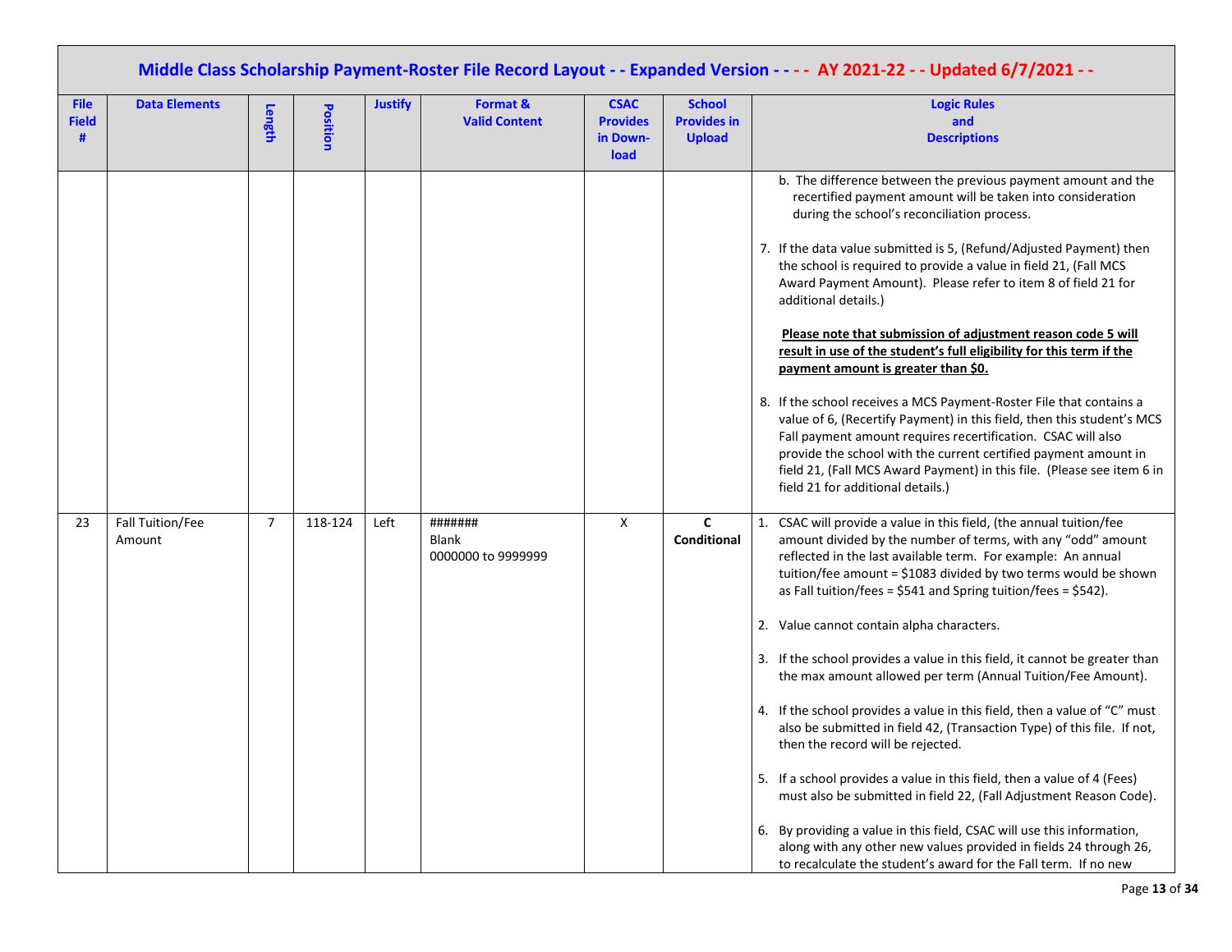## Middle Class Scholarship Payment-Roster File Record Layout - - Expanded Version - - - - AY 2021-22 - - Updated 6/7/2021 - -

| File Field # | Data Elements | Length | Position | Justify | Format & Valid Content | CSAC Provides in Down-load | School Provides in Upload | Logic Rules and Descriptions |
|---|---|---|---|---|---|---|---|---|
| | | | | | | | | b. The difference between the previous payment amount and the recertified payment amount will be taken into consideration during the school's reconciliation process.<br><br>7. If the data value submitted is 5, (Refund/Adjusted Payment) then the school is required to provide a value in field 21, (Fall MCS Award Payment Amount). Please refer to item 8 of field 21 for additional details.)<br><br>**Please note that submission of adjustment reason code 5 will result in use of the student's full eligibility for this term if the payment amount is greater than $0.**<br><br>8. If the school receives a MCS Payment-Roster File that contains a value of 6, (Recertify Payment) in this field, then this student's MCS Fall payment amount requires recertification. CSAC will also provide the school with the current certified payment amount in field 21, (Fall MCS Award Payment) in this file. (Please see item 6 in field 21 for additional details.) |
| 23 | Fall Tuition/Fee Amount | 7 | 118-124 | Left | #######<br>Blank<br>0000000 to 9999999 | X | **C Conditional** | 1. CSAC will provide a value in this field, (the annual tuition/fee amount divided by the number of terms, with any "odd" amount reflected in the last available term. For example: An annual tuition/fee amount = $1083 divided by two terms would be shown as Fall tuition/fees = $541 and Spring tuition/fees = $542).<br><br>2. Value cannot contain alpha characters.<br><br>3. If the school provides a value in this field, it cannot be greater than the max amount allowed per term (Annual Tuition/Fee Amount).<br><br>4. If the school provides a value in this field, then a value of "C" must also be submitted in field 42, (Transaction Type) of this file. If not, then the record will be rejected.<br><br>5. If a school provides a value in this field, then a value of 4 (Fees) must also be submitted in field 22, (Fall Adjustment Reason Code).<br><br>6. By providing a value in this field, CSAC will use this information, along with any other new values provided in fields 24 through 26, to recalculate the student's award for the Fall term. If no new |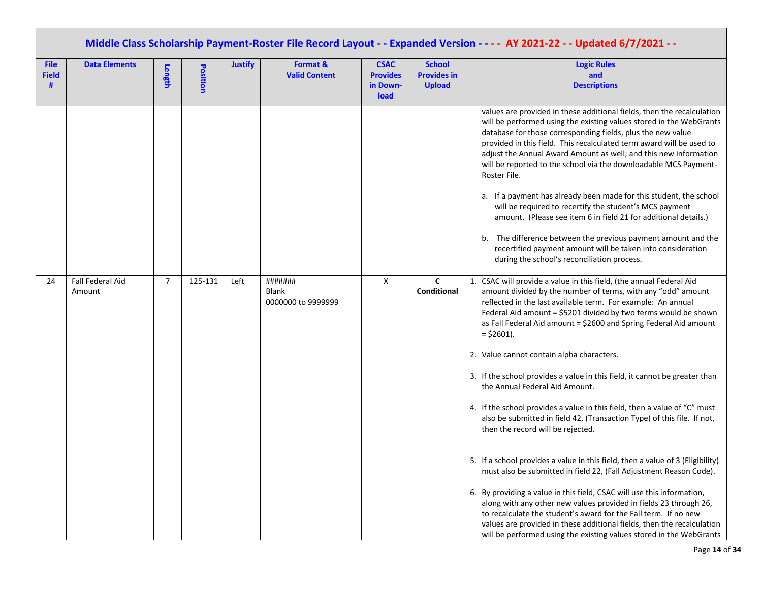## Middle Class Scholarship Payment-Roster File Record Layout - - Expanded Version - - - - AY 2021-22 - - Updated 6/7/2021 - -

| File Field # | Data Elements | Length | Position | Justify | Format & Valid Content | CSAC Provides in Down-load | School Provides in Upload | Logic Rules and Descriptions |
|---|---|---|---|---|---|---|---|---|
| | | | | | | | | values are provided in these additional fields, then the recalculation will be performed using the existing values stored in the WebGrants database for those corresponding fields, plus the new value provided in this field. This recalculated term award will be used to adjust the Annual Award Amount as well; and this new information will be reported to the school via the downloadable MCS Payment-Roster File.<br><br>a. If a payment has already been made for this student, the school will be required to recertify the student's MCS payment amount. (Please see item 6 in field 21 for additional details.)<br><br>b. The difference between the previous payment amount and the recertified payment amount will be taken into consideration during the school's reconciliation process. |
| 24 | Fall Federal Aid Amount | 7 | 125-131 | Left | #######<br>Blank<br>0000000 to 9999999 | X | **C Conditional** | 1. CSAC will provide a value in this field, (the annual Federal Aid amount divided by the number of terms, with any "odd" amount reflected in the last available term. For example: An annual Federal Aid amount = $5201 divided by two terms would be shown as Fall Federal Aid amount = $2600 and Spring Federal Aid amount = $2601).<br><br>2. Value cannot contain alpha characters.<br><br>3. If the school provides a value in this field, it cannot be greater than the Annual Federal Aid Amount.<br><br>4. If the school provides a value in this field, then a value of "C" must also be submitted in field 42, (Transaction Type) of this file. If not, then the record will be rejected.<br><br>5. If a school provides a value in this field, then a value of 3 (Eligibility) must also be submitted in field 22, (Fall Adjustment Reason Code).<br><br>6. By providing a value in this field, CSAC will use this information, along with any other new values provided in fields 23 through 26, to recalculate the student's award for the Fall term. If no new values are provided in these additional fields, then the recalculation will be performed using the existing values stored in the WebGrants |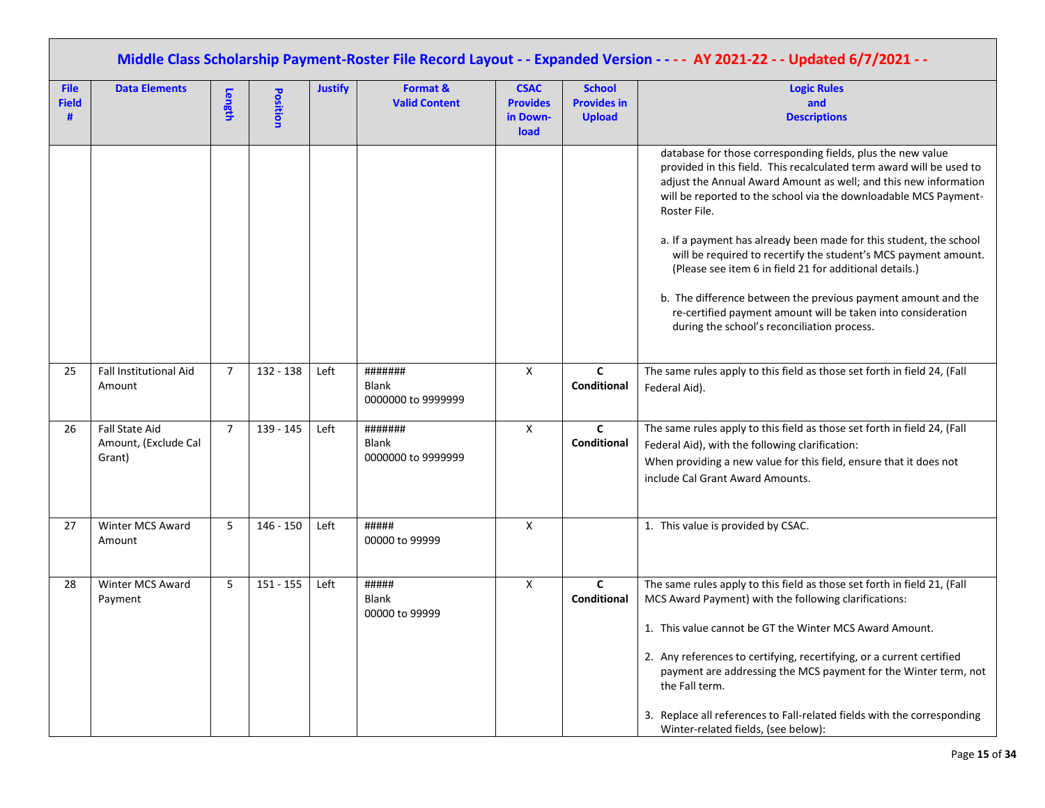## Middle Class Scholarship Payment-Roster File Record Layout - - Expanded Version - - - - AY 2021-22 - - Updated 6/7/2021 - -

| File Field # | Data Elements | Length | Position | Justify | Format & Valid Content | CSAC Provides in Down-load | School Provides in Upload | Logic Rules and Descriptions |
|---|---|---|---|---|---|---|---|---|
| | | | | | | | | database for those corresponding fields, plus the new value provided in this field. This recalculated term award will be used to adjust the Annual Award Amount as well; and this new information will be reported to the school via the downloadable MCS Payment-Roster File.<br><br>a. If a payment has already been made for this student, the school will be required to recertify the student's MCS payment amount. (Please see item 6 in field 21 for additional details.)<br><br>b. The difference between the previous payment amount and the re-certified payment amount will be taken into consideration during the school's reconciliation process. |
| 25 | Fall Institutional Aid Amount | 7 | 132 - 138 | Left | #######<br>Blank<br>0000000 to 9999999 | X | **C Conditional** | The same rules apply to this field as those set forth in field 24, (Fall Federal Aid). |
| 26 | Fall State Aid Amount, (Exclude Cal Grant) | 7 | 139 - 145 | Left | #######<br>Blank<br>0000000 to 9999999 | X | **C Conditional** | The same rules apply to this field as those set forth in field 24, (Fall Federal Aid), with the following clarification:<br>When providing a new value for this field, ensure that it does not include Cal Grant Award Amounts. |
| 27 | Winter MCS Award Amount | 5 | 146 - 150 | Left | #####<br>00000 to 99999 | X | | 1. This value is provided by CSAC. |
| 28 | Winter MCS Award Payment | 5 | 151 - 155 | Left | #####<br>Blank<br>00000 to 99999 | X | **C Conditional** | The same rules apply to this field as those set forth in field 21, (Fall MCS Award Payment) with the following clarifications:<br><br>1. This value cannot be GT the Winter MCS Award Amount.<br><br>2. Any references to certifying, recertifying, or a current certified payment are addressing the MCS payment for the Winter term, not the Fall term.<br><br>3. Replace all references to Fall-related fields with the corresponding Winter-related fields, (see below): |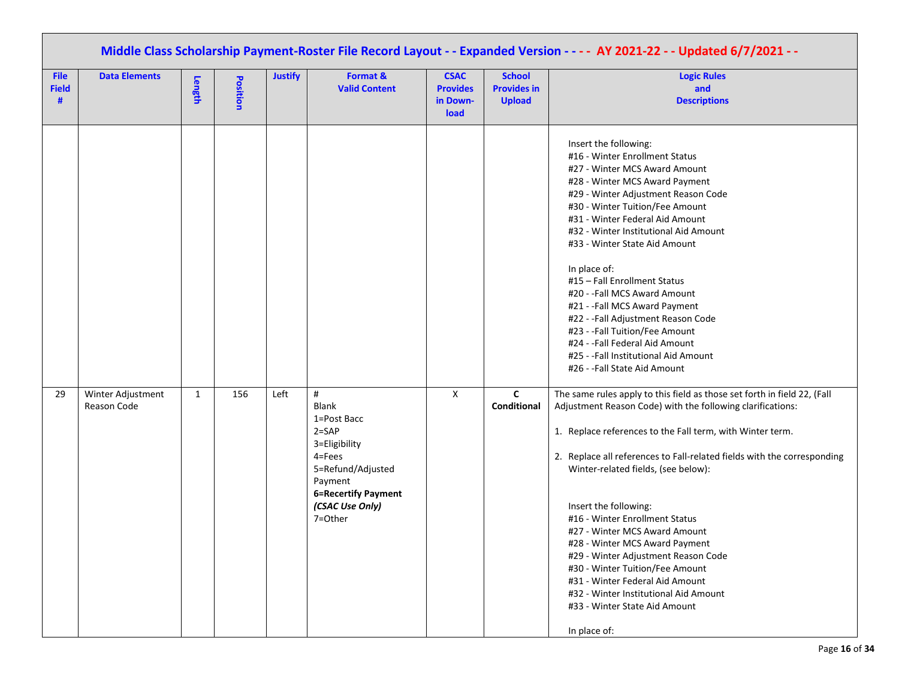## Middle Class Scholarship Payment-Roster File Record Layout - - Expanded Version - - - - AY 2021-22 - - Updated 6/7/2021 - -

| File Field # | Data Elements | Length | Position | Justify | Format & Valid Content | CSAC Provides in Down-load | School Provides in Upload | Logic Rules and Descriptions |
|---|---|---|---|---|---|---|---|---|
| | | | | | | | | Insert the following:<br>#16 - Winter Enrollment Status<br>#27 - Winter MCS Award Amount<br>#28 - Winter MCS Award Payment<br>#29 - Winter Adjustment Reason Code<br>#30 - Winter Tuition/Fee Amount<br>#31 - Winter Federal Aid Amount<br>#32 - Winter Institutional Aid Amount<br>#33 - Winter State Aid Amount<br><br>In place of:<br>#15 – Fall Enrollment Status<br>#20 - -Fall MCS Award Amount<br>#21 - -Fall MCS Award Payment<br>#22 - -Fall Adjustment Reason Code<br>#23 - -Fall Tuition/Fee Amount<br>#24 - -Fall Federal Aid Amount<br>#25 - -Fall Institutional Aid Amount<br>#26 - -Fall State Aid Amount |
| 29 | Winter Adjustment Reason Code | 1 | 156 | Left | #<br>Blank<br>1=Post Bacc<br>2=SAP<br>3=Eligibility<br>4=Fees<br>5=Refund/Adjusted Payment<br>**6=Recertify Payment** ***(CSAC Use Only)***<br>7=Other | X | **C Conditional** | The same rules apply to this field as those set forth in field 22, (Fall Adjustment Reason Code) with the following clarifications:<br><br>1. Replace references to the Fall term, with Winter term.<br><br>2. Replace all references to Fall-related fields with the corresponding Winter-related fields, (see below):<br><br>Insert the following:<br>#16 - Winter Enrollment Status<br>#27 - Winter MCS Award Amount<br>#28 - Winter MCS Award Payment<br>#29 - Winter Adjustment Reason Code<br>#30 - Winter Tuition/Fee Amount<br>#31 - Winter Federal Aid Amount<br>#32 - Winter Institutional Aid Amount<br>#33 - Winter State Aid Amount<br><br>In place of: |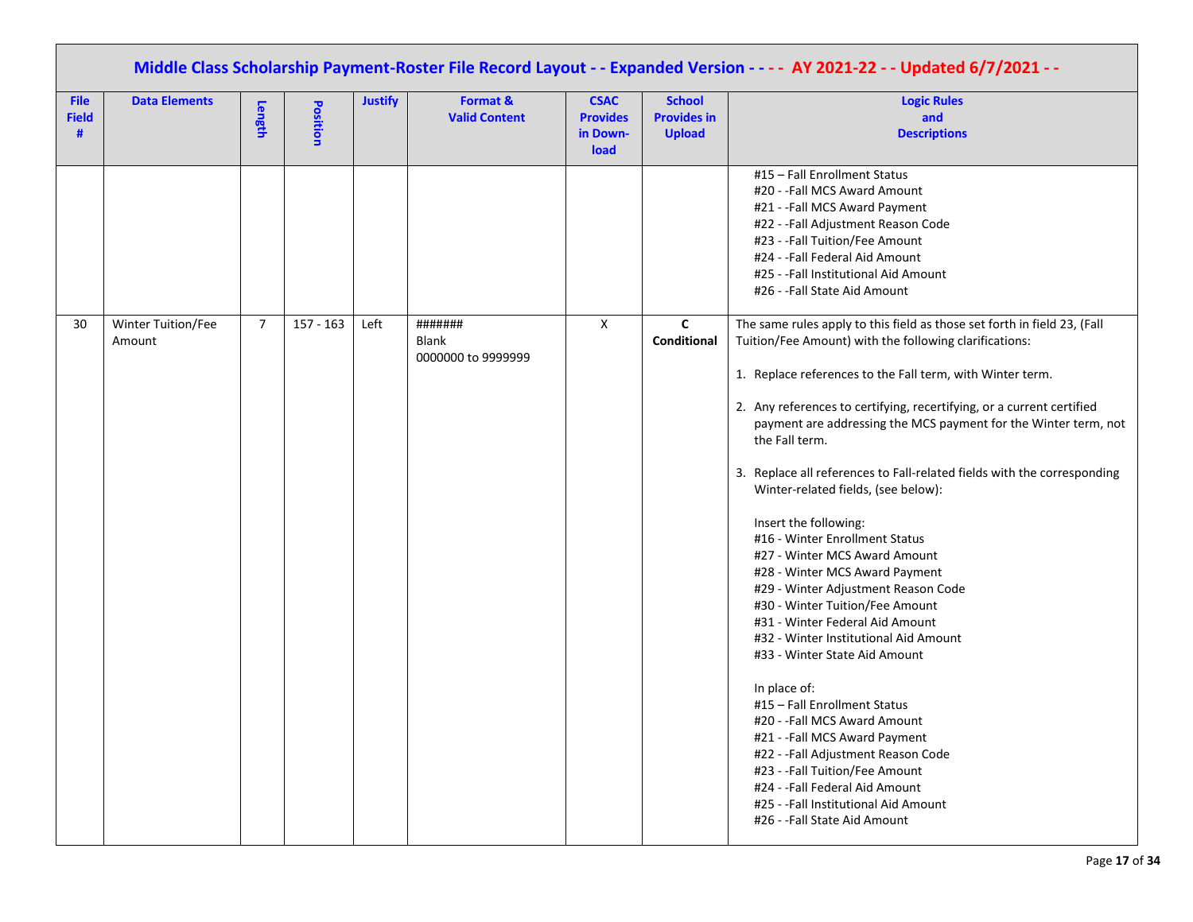# Middle Class Scholarship Payment-Roster File Record Layout - - Expanded Version - - - - AY 2021-22 - - Updated 6/7/2021 - -

| File Field # | Data Elements | Length | Position | Justify | Format & Valid Content | CSAC Provides in Down-load | School Provides in Upload | Logic Rules and Descriptions |
|---|---|---|---|---|---|---|---|---|
| | | | | | | | | #15 – Fall Enrollment Status<br>#20 - -Fall MCS Award Amount<br>#21 - -Fall MCS Award Payment<br>#22 - -Fall Adjustment Reason Code<br>#23 - -Fall Tuition/Fee Amount<br>#24 - -Fall Federal Aid Amount<br>#25 - -Fall Institutional Aid Amount<br>#26 - -Fall State Aid Amount |
| 30 | Winter Tuition/Fee Amount | 7 | 157 - 163 | Left | #######<br>Blank<br>0000000 to 9999999 | X | **C**<br>**Conditional** | The same rules apply to this field as those set forth in field 23, (Fall Tuition/Fee Amount) with the following clarifications:<br><br>1. Replace references to the Fall term, with Winter term.<br><br>2. Any references to certifying, recertifying, or a current certified payment are addressing the MCS payment for the Winter term, not the Fall term.<br><br>3. Replace all references to Fall-related fields with the corresponding Winter-related fields, (see below):<br><br>Insert the following:<br>#16 - Winter Enrollment Status<br>#27 - Winter MCS Award Amount<br>#28 - Winter MCS Award Payment<br>#29 - Winter Adjustment Reason Code<br>#30 - Winter Tuition/Fee Amount<br>#31 - Winter Federal Aid Amount<br>#32 - Winter Institutional Aid Amount<br>#33 - Winter State Aid Amount<br><br>In place of:<br>#15 – Fall Enrollment Status<br>#20 - -Fall MCS Award Amount<br>#21 - -Fall MCS Award Payment<br>#22 - -Fall Adjustment Reason Code<br>#23 - -Fall Tuition/Fee Amount<br>#24 - -Fall Federal Aid Amount<br>#25 - -Fall Institutional Aid Amount<br>#26 - -Fall State Aid Amount |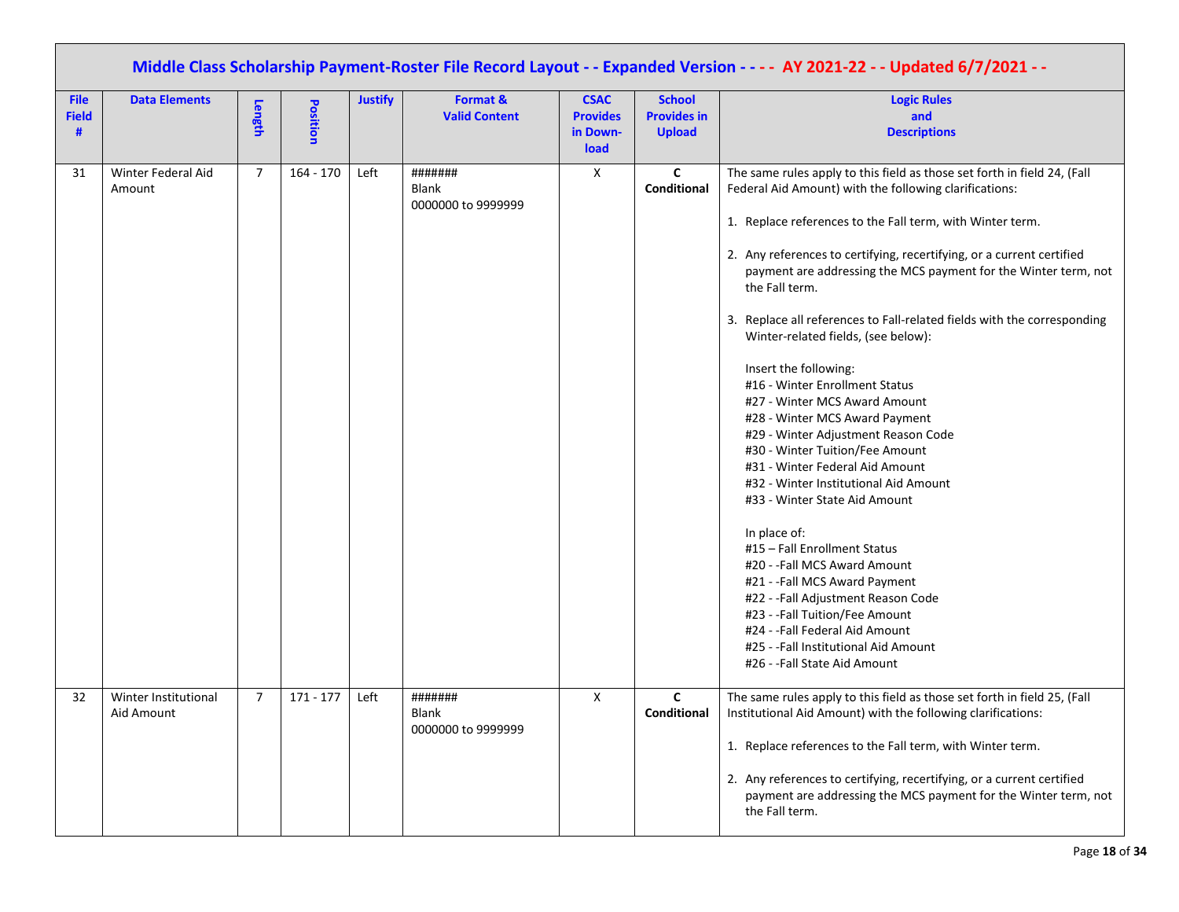## Middle Class Scholarship Payment-Roster File Record Layout - - Expanded Version - - - - AY 2021-22 - - Updated 6/7/2021 - -

| File Field # | Data Elements | Length | Position | Justify | Format & Valid Content | CSAC Provides in Down-load | School Provides in Upload | Logic Rules and Descriptions |
|---|---|---|---|---|---|---|---|---|
| 31 | Winter Federal Aid Amount | 7 | 164 - 170 | Left | #######<br>Blank<br>0000000 to 9999999 | X | **C**<br>**Conditional** | The same rules apply to this field as those set forth in field 24, (Fall Federal Aid Amount) with the following clarifications:<br><br>1. Replace references to the Fall term, with Winter term.<br><br>2. Any references to certifying, recertifying, or a current certified payment are addressing the MCS payment for the Winter term, not the Fall term.<br><br>3. Replace all references to Fall-related fields with the corresponding Winter-related fields, (see below):<br><br>Insert the following:<br>#16 - Winter Enrollment Status<br>#27 - Winter MCS Award Amount<br>#28 - Winter MCS Award Payment<br>#29 - Winter Adjustment Reason Code<br>#30 - Winter Tuition/Fee Amount<br>#31 - Winter Federal Aid Amount<br>#32 - Winter Institutional Aid Amount<br>#33 - Winter State Aid Amount<br><br>In place of:<br>#15 – Fall Enrollment Status<br>#20 - -Fall MCS Award Amount<br>#21 - -Fall MCS Award Payment<br>#22 - -Fall Adjustment Reason Code<br>#23 - -Fall Tuition/Fee Amount<br>#24 - -Fall Federal Aid Amount<br>#25 - -Fall Institutional Aid Amount<br>#26 - -Fall State Aid Amount |
| 32 | Winter Institutional Aid Amount | 7 | 171 - 177 | Left | #######<br>Blank<br>0000000 to 9999999 | X | **C**<br>**Conditional** | The same rules apply to this field as those set forth in field 25, (Fall Institutional Aid Amount) with the following clarifications:<br><br>1. Replace references to the Fall term, with Winter term.<br><br>2. Any references to certifying, recertifying, or a current certified payment are addressing the MCS payment for the Winter term, not the Fall term. |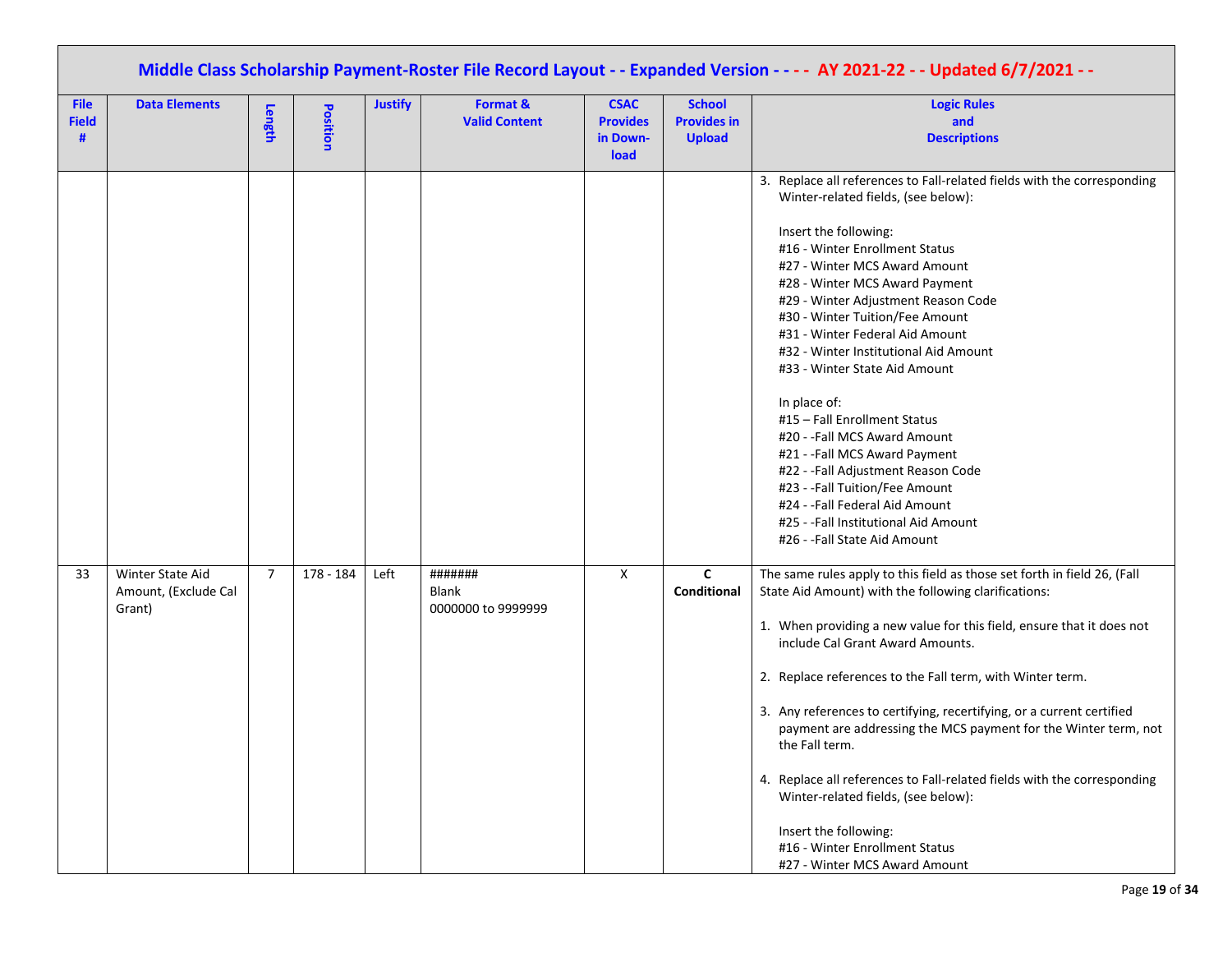## Middle Class Scholarship Payment-Roster File Record Layout - - Expanded Version - - - - AY 2021-22 - - Updated 6/7/2021 - -

| File Field # | Data Elements | Length | Position | Justify | Format & Valid Content | CSAC Provides in Down-load | School Provides in Upload | Logic Rules and Descriptions |
|---|---|---|---|---|---|---|---|---|
| | | | | | | | | 3. Replace all references to Fall-related fields with the corresponding Winter-related fields, (see below):<br><br>Insert the following:<br>#16 - Winter Enrollment Status<br>#27 - Winter MCS Award Amount<br>#28 - Winter MCS Award Payment<br>#29 - Winter Adjustment Reason Code<br>#30 - Winter Tuition/Fee Amount<br>#31 - Winter Federal Aid Amount<br>#32 - Winter Institutional Aid Amount<br>#33 - Winter State Aid Amount<br><br>In place of:<br>#15 – Fall Enrollment Status<br>#20 - -Fall MCS Award Amount<br>#21 - -Fall MCS Award Payment<br>#22 - -Fall Adjustment Reason Code<br>#23 - -Fall Tuition/Fee Amount<br>#24 - -Fall Federal Aid Amount<br>#25 - -Fall Institutional Aid Amount<br>#26 - -Fall State Aid Amount |
| 33 | Winter State Aid Amount, (Exclude Cal Grant) | 7 | 178 - 184 | Left | #######<br>Blank<br>0000000 to 9999999 | X | **C Conditional** | The same rules apply to this field as those set forth in field 26, (Fall State Aid Amount) with the following clarifications:<br><br>1. When providing a new value for this field, ensure that it does not include Cal Grant Award Amounts.<br><br>2. Replace references to the Fall term, with Winter term.<br><br>3. Any references to certifying, recertifying, or a current certified payment are addressing the MCS payment for the Winter term, not the Fall term.<br><br>4. Replace all references to Fall-related fields with the corresponding Winter-related fields, (see below):<br><br>Insert the following:<br>#16 - Winter Enrollment Status<br>#27 - Winter MCS Award Amount |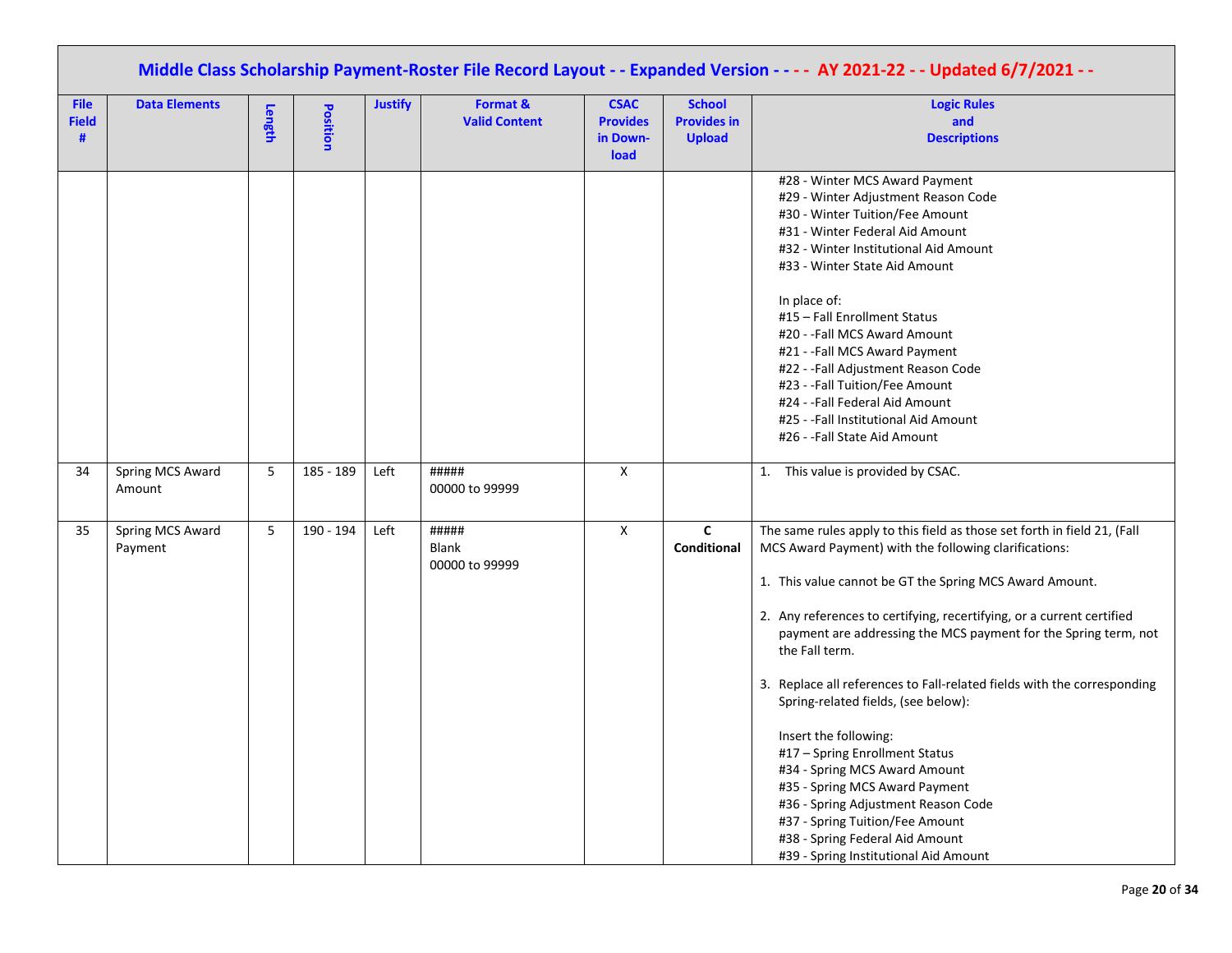# Middle Class Scholarship Payment-Roster File Record Layout - - Expanded Version - - - - AY 2021-22 - - Updated 6/7/2021 - -

| File Field # | Data Elements | Length | Position | Justify | Format & Valid Content | CSAC Provides in Down-load | School Provides in Upload | Logic Rules and Descriptions |
|---|---|---|---|---|---|---|---|---|
| | | | | | | | | #28 - Winter MCS Award Payment<br>#29 - Winter Adjustment Reason Code<br>#30 - Winter Tuition/Fee Amount<br>#31 - Winter Federal Aid Amount<br>#32 - Winter Institutional Aid Amount<br>#33 - Winter State Aid Amount<br><br>In place of:<br>#15 – Fall Enrollment Status<br>#20 - -Fall MCS Award Amount<br>#21 - -Fall MCS Award Payment<br>#22 - -Fall Adjustment Reason Code<br>#23 - -Fall Tuition/Fee Amount<br>#24 - -Fall Federal Aid Amount<br>#25 - -Fall Institutional Aid Amount<br>#26 - -Fall State Aid Amount |
| 34 | Spring MCS Award Amount | 5 | 185 - 189 | Left | #####<br>00000 to 99999 | X | | 1. This value is provided by CSAC. |
| 35 | Spring MCS Award Payment | 5 | 190 - 194 | Left | #####<br>Blank<br>00000 to 99999 | X | **C Conditional** | The same rules apply to this field as those set forth in field 21, (Fall MCS Award Payment) with the following clarifications:<br><br>1. This value cannot be GT the Spring MCS Award Amount.<br><br>2. Any references to certifying, recertifying, or a current certified payment are addressing the MCS payment for the Spring term, not the Fall term.<br><br>3. Replace all references to Fall-related fields with the corresponding Spring-related fields, (see below):<br><br>Insert the following:<br>#17 – Spring Enrollment Status<br>#34 - Spring MCS Award Amount<br>#35 - Spring MCS Award Payment<br>#36 - Spring Adjustment Reason Code<br>#37 - Spring Tuition/Fee Amount<br>#38 - Spring Federal Aid Amount<br>#39 - Spring Institutional Aid Amount |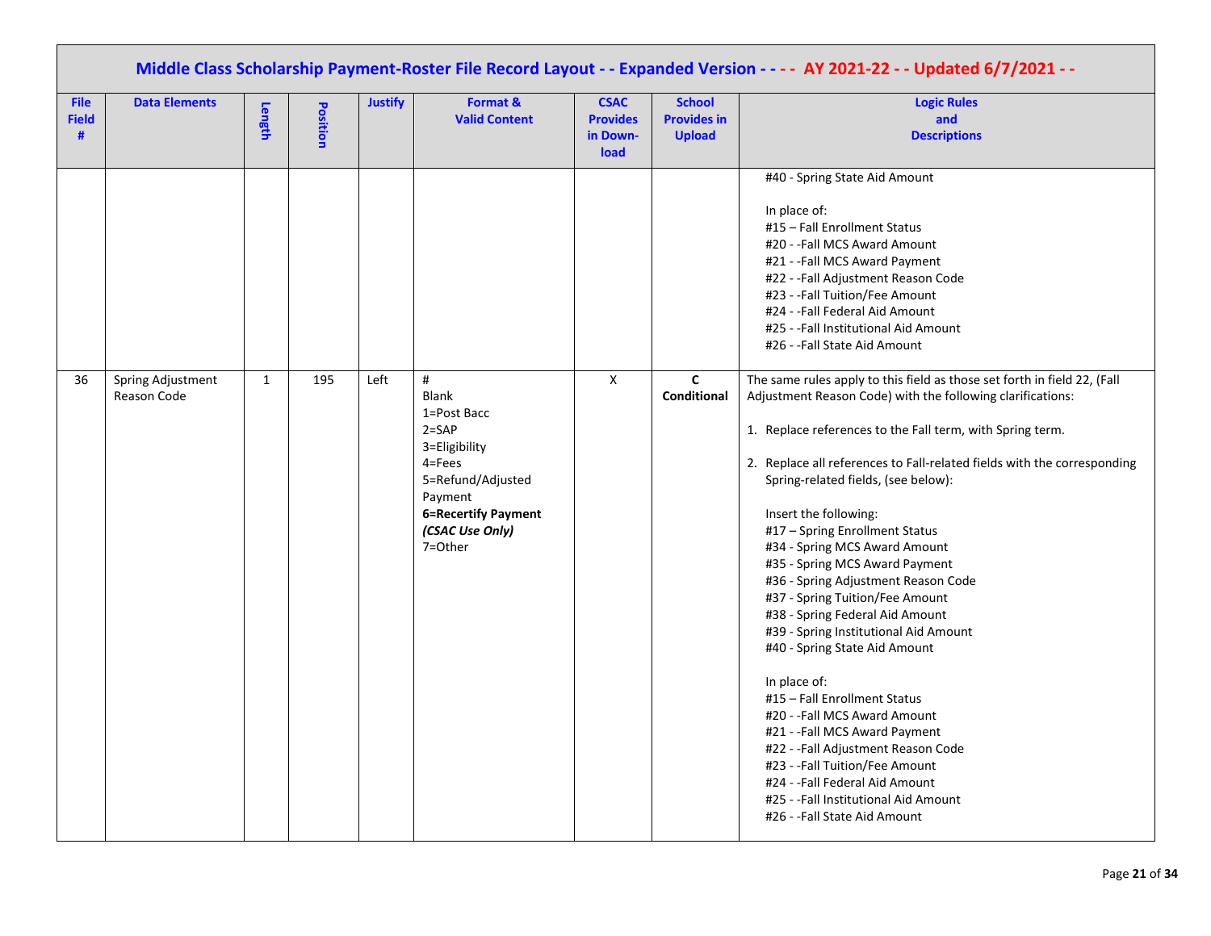## Middle Class Scholarship Payment-Roster File Record Layout - - Expanded Version - - - - AY 2021-22 - - Updated 6/7/2021 - -

| File Field # | Data Elements | Length | Position | Justify | Format & Valid Content | CSAC Provides in Down-load | School Provides in Upload | Logic Rules and Descriptions |
|---|---|---|---|---|---|---|---|---|
| | | | | | | | | #40 - Spring State Aid Amount<br><br>In place of:<br>#15 – Fall Enrollment Status<br>#20 - -Fall MCS Award Amount<br>#21 - -Fall MCS Award Payment<br>#22 - -Fall Adjustment Reason Code<br>#23 - -Fall Tuition/Fee Amount<br>#24 - -Fall Federal Aid Amount<br>#25 - -Fall Institutional Aid Amount<br>#26 - -Fall State Aid Amount |
| 36 | Spring Adjustment Reason Code | 1 | 195 | Left | #<br>Blank<br>1=Post Bacc<br>2=SAP<br>3=Eligibility<br>4=Fees<br>5=Refund/Adjusted Payment<br>**6=Recertify Payment *(CSAC Use Only)***<br>7=Other | X | **C Conditional** | The same rules apply to this field as those set forth in field 22, (Fall Adjustment Reason Code) with the following clarifications:<br><br>1. Replace references to the Fall term, with Spring term.<br><br>2. Replace all references to Fall-related fields with the corresponding Spring-related fields, (see below):<br><br>Insert the following:<br>#17 – Spring Enrollment Status<br>#34 - Spring MCS Award Amount<br>#35 - Spring MCS Award Payment<br>#36 - Spring Adjustment Reason Code<br>#37 - Spring Tuition/Fee Amount<br>#38 - Spring Federal Aid Amount<br>#39 - Spring Institutional Aid Amount<br>#40 - Spring State Aid Amount<br><br>In place of:<br>#15 – Fall Enrollment Status<br>#20 - -Fall MCS Award Amount<br>#21 - -Fall MCS Award Payment<br>#22 - -Fall Adjustment Reason Code<br>#23 - -Fall Tuition/Fee Amount<br>#24 - -Fall Federal Aid Amount<br>#25 - -Fall Institutional Aid Amount<br>#26 - -Fall State Aid Amount |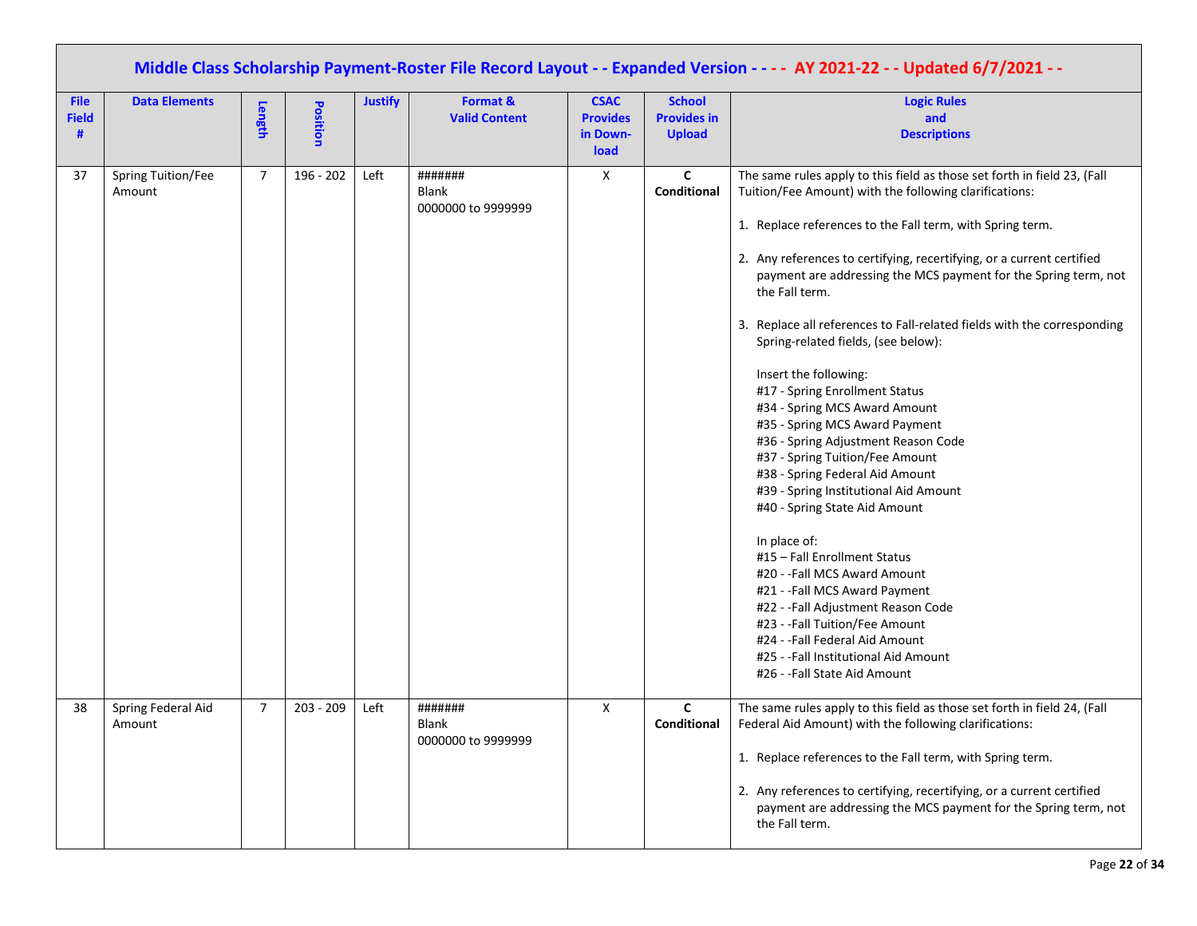## Middle Class Scholarship Payment-Roster File Record Layout - - Expanded Version - - - - AY 2021-22 - - Updated 6/7/2021 - -

| File Field # | Data Elements | Length | Position | Justify | Format & Valid Content | CSAC Provides in Down-load | School Provides in Upload | Logic Rules and Descriptions |
|---|---|---|---|---|---|---|---|---|
| 37 | Spring Tuition/Fee Amount | 7 | 196 - 202 | Left | #######<br>Blank<br>0000000 to 9999999 | X | **C Conditional** | The same rules apply to this field as those set forth in field 23, (Fall Tuition/Fee Amount) with the following clarifications:<br><br>1. Replace references to the Fall term, with Spring term.<br><br>2. Any references to certifying, recertifying, or a current certified payment are addressing the MCS payment for the Spring term, not the Fall term.<br><br>3. Replace all references to Fall-related fields with the corresponding Spring-related fields, (see below):<br><br>Insert the following:<br>#17 - Spring Enrollment Status<br>#34 - Spring MCS Award Amount<br>#35 - Spring MCS Award Payment<br>#36 - Spring Adjustment Reason Code<br>#37 - Spring Tuition/Fee Amount<br>#38 - Spring Federal Aid Amount<br>#39 - Spring Institutional Aid Amount<br>#40 - Spring State Aid Amount<br><br>In place of:<br>#15 – Fall Enrollment Status<br>#20 - -Fall MCS Award Amount<br>#21 - -Fall MCS Award Payment<br>#22 - -Fall Adjustment Reason Code<br>#23 - -Fall Tuition/Fee Amount<br>#24 - -Fall Federal Aid Amount<br>#25 - -Fall Institutional Aid Amount<br>#26 - -Fall State Aid Amount |
| 38 | Spring Federal Aid Amount | 7 | 203 - 209 | Left | #######<br>Blank<br>0000000 to 9999999 | X | **C Conditional** | The same rules apply to this field as those set forth in field 24, (Fall Federal Aid Amount) with the following clarifications:<br><br>1. Replace references to the Fall term, with Spring term.<br><br>2. Any references to certifying, recertifying, or a current certified payment are addressing the MCS payment for the Spring term, not the Fall term. |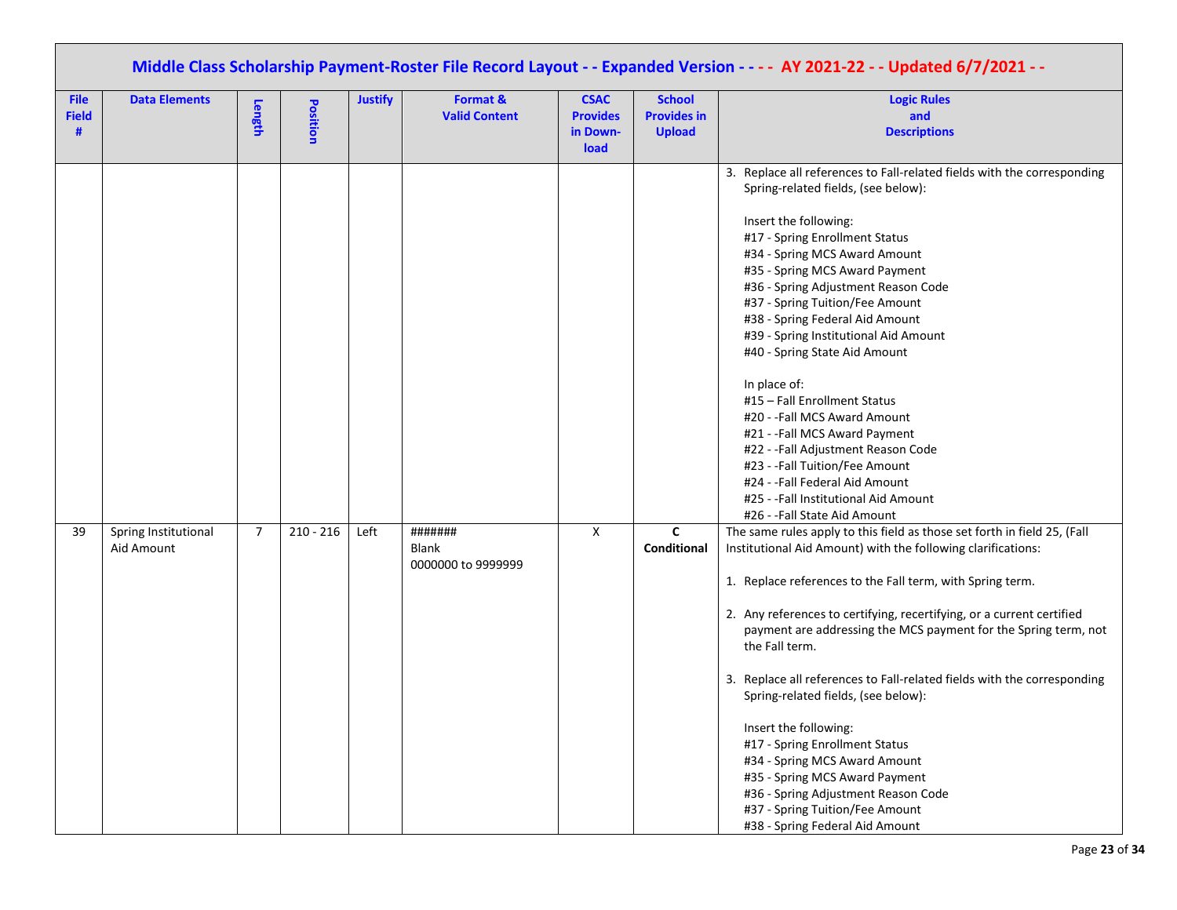# Middle Class Scholarship Payment-Roster File Record Layout - - Expanded Version - - - - AY 2021-22 - - Updated 6/7/2021 - -

| File Field # | Data Elements | Length | Position | Justify | Format & Valid Content | CSAC Provides in Down-load | School Provides in Upload | Logic Rules and Descriptions |
|---|---|---|---|---|---|---|---|---|
| | | | | | | | | 3. Replace all references to Fall-related fields with the corresponding Spring-related fields, (see below):<br><br>Insert the following:<br>#17 - Spring Enrollment Status<br>#34 - Spring MCS Award Amount<br>#35 - Spring MCS Award Payment<br>#36 - Spring Adjustment Reason Code<br>#37 - Spring Tuition/Fee Amount<br>#38 - Spring Federal Aid Amount<br>#39 - Spring Institutional Aid Amount<br>#40 - Spring State Aid Amount<br><br>In place of:<br>#15 – Fall Enrollment Status<br>#20 - -Fall MCS Award Amount<br>#21 - -Fall MCS Award Payment<br>#22 - -Fall Adjustment Reason Code<br>#23 - -Fall Tuition/Fee Amount<br>#24 - -Fall Federal Aid Amount<br>#25 - -Fall Institutional Aid Amount<br>#26 - -Fall State Aid Amount |
| 39 | Spring Institutional Aid Amount | 7 | 210 - 216 | Left | #######<br>Blank<br>0000000 to 9999999 | X | **C**<br>**Conditional** | The same rules apply to this field as those set forth in field 25, (Fall Institutional Aid Amount) with the following clarifications:<br><br>1. Replace references to the Fall term, with Spring term.<br><br>2. Any references to certifying, recertifying, or a current certified payment are addressing the MCS payment for the Spring term, not the Fall term.<br><br>3. Replace all references to Fall-related fields with the corresponding Spring-related fields, (see below):<br><br>Insert the following:<br>#17 - Spring Enrollment Status<br>#34 - Spring MCS Award Amount<br>#35 - Spring MCS Award Payment<br>#36 - Spring Adjustment Reason Code<br>#37 - Spring Tuition/Fee Amount<br>#38 - Spring Federal Aid Amount |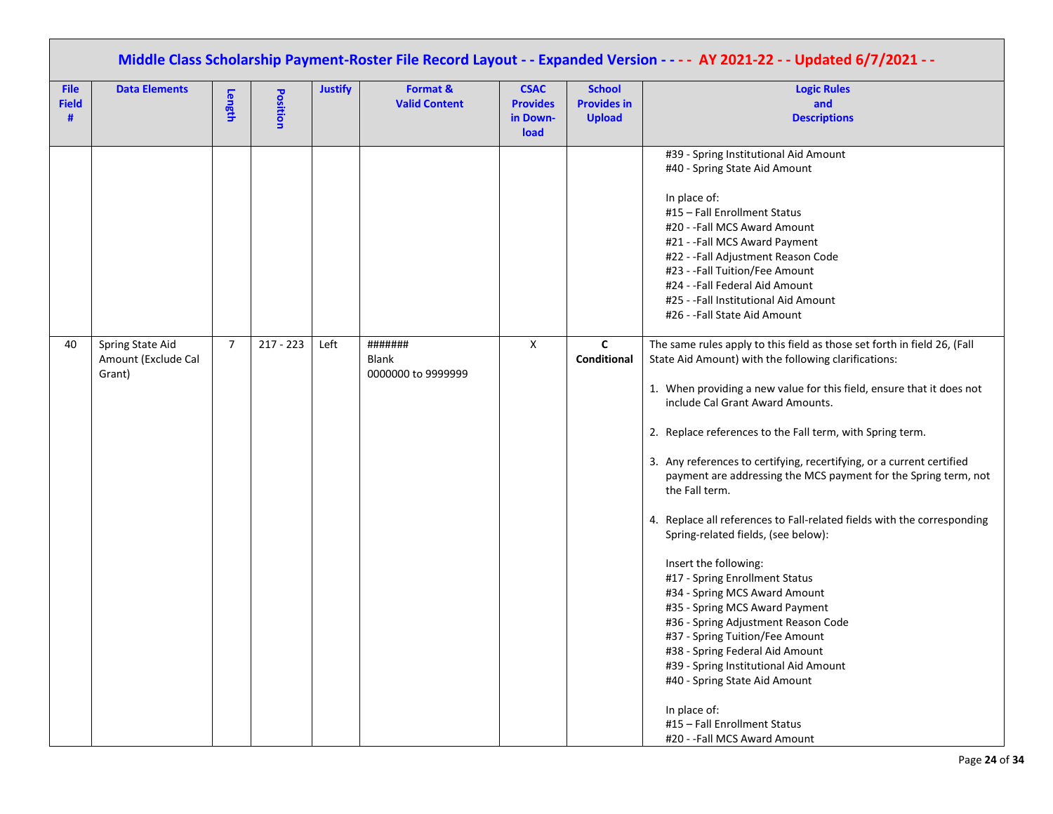## Middle Class Scholarship Payment-Roster File Record Layout - - Expanded Version - - - - AY 2021-22 - - Updated 6/7/2021 - -

| File Field # | Data Elements | Length | Position | Justify | Format & Valid Content | CSAC Provides in Down-load | School Provides in Upload | Logic Rules and Descriptions |
|---|---|---|---|---|---|---|---|---|
| | | | | | | | | #39 - Spring Institutional Aid Amount<br>#40 - Spring State Aid Amount<br><br>In place of:<br>#15 – Fall Enrollment Status<br>#20 - -Fall MCS Award Amount<br>#21 - -Fall MCS Award Payment<br>#22 - -Fall Adjustment Reason Code<br>#23 - -Fall Tuition/Fee Amount<br>#24 - -Fall Federal Aid Amount<br>#25 - -Fall Institutional Aid Amount<br>#26 - -Fall State Aid Amount |
| 40 | Spring State Aid Amount (Exclude Cal Grant) | 7 | 217 - 223 | Left | #######<br>Blank<br>0000000 to 9999999 | X | **C Conditional** | The same rules apply to this field as those set forth in field 26, (Fall State Aid Amount) with the following clarifications:<br><br>1. When providing a new value for this field, ensure that it does not include Cal Grant Award Amounts.<br><br>2. Replace references to the Fall term, with Spring term.<br><br>3. Any references to certifying, recertifying, or a current certified payment are addressing the MCS payment for the Spring term, not the Fall term.<br><br>4. Replace all references to Fall-related fields with the corresponding Spring-related fields, (see below):<br><br>Insert the following:<br>#17 - Spring Enrollment Status<br>#34 - Spring MCS Award Amount<br>#35 - Spring MCS Award Payment<br>#36 - Spring Adjustment Reason Code<br>#37 - Spring Tuition/Fee Amount<br>#38 - Spring Federal Aid Amount<br>#39 - Spring Institutional Aid Amount<br>#40 - Spring State Aid Amount<br><br>In place of:<br>#15 – Fall Enrollment Status<br>#20 - -Fall MCS Award Amount |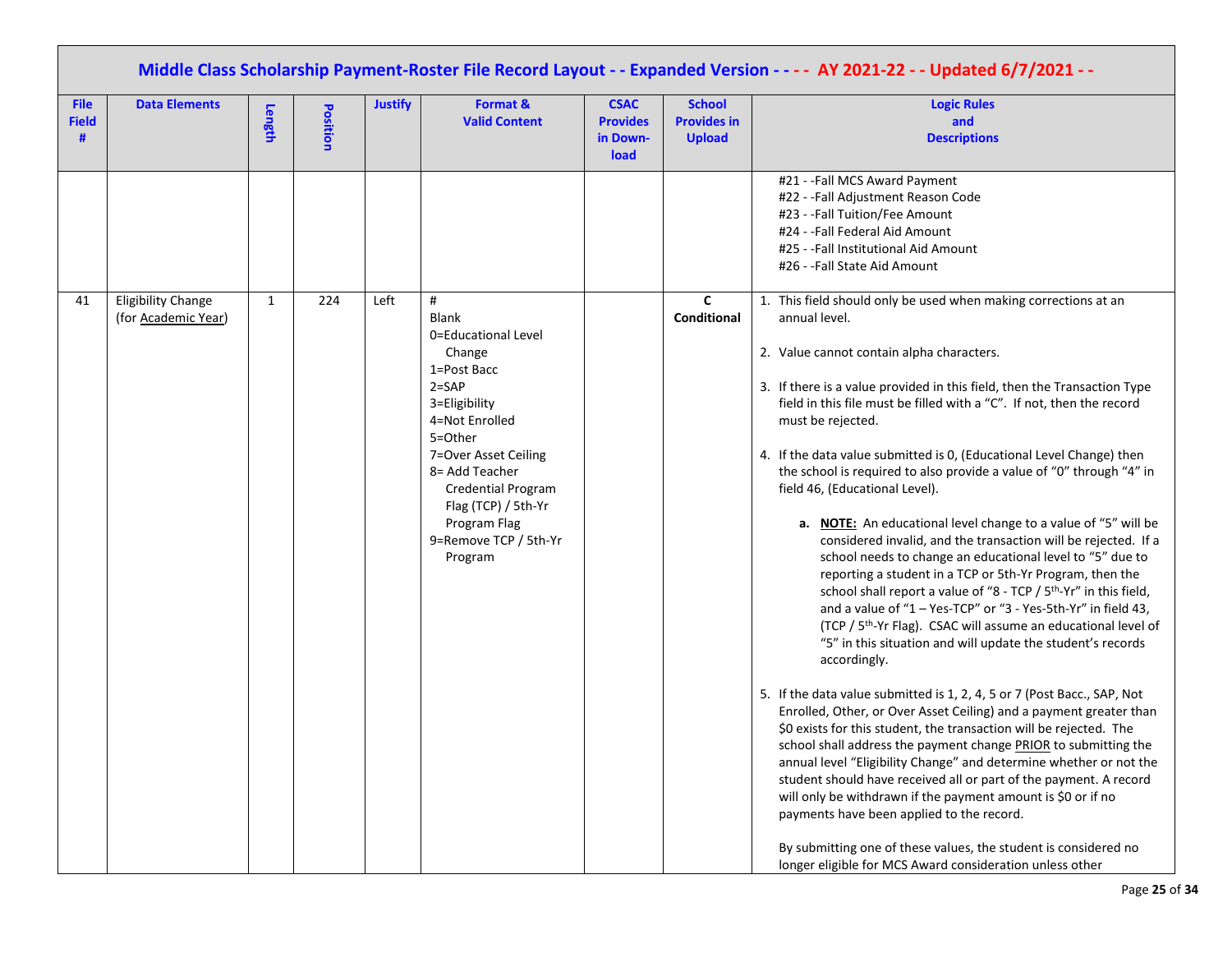## Middle Class Scholarship Payment-Roster File Record Layout - - Expanded Version - - - - AY 2021-22 - - Updated 6/7/2021 - -

| File Field # | Data Elements | Length | Position | Justify | Format & Valid Content | CSAC Provides in Down-load | School Provides in Upload | Logic Rules and Descriptions |
|---|---|---|---|---|---|---|---|---|
| | | | | | | | | #21 - -Fall MCS Award Payment<br>#22 - -Fall Adjustment Reason Code<br>#23 - -Fall Tuition/Fee Amount<br>#24 - -Fall Federal Aid Amount<br>#25 - -Fall Institutional Aid Amount<br>#26 - -Fall State Aid Amount |
| 41 | Eligibility Change (for Academic Year) | 1 | 224 | Left | #<br>Blank<br>0=Educational Level Change<br>1=Post Bacc<br>2=SAP<br>3=Eligibility<br>4=Not Enrolled<br>5=Other<br>7=Over Asset Ceiling<br>8= Add Teacher Credential Program Flag (TCP) / 5th-Yr Program Flag<br>9=Remove TCP / 5th-Yr Program | | **C Conditional** | 1. This field should only be used when making corrections at an annual level.<br><br>2. Value cannot contain alpha characters.<br><br>3. If there is a value provided in this field, then the Transaction Type field in this file must be filled with a "C". If not, then the record must be rejected.<br><br>4. If the data value submitted is 0, (Educational Level Change) then the school is required to also provide a value of "0" through "4" in field 46, (Educational Level).<br><br>a. **NOTE:** An educational level change to a value of "5" will be considered invalid, and the transaction will be rejected. If a school needs to change an educational level to "5" due to reporting a student in a TCP or 5th-Yr Program, then the school shall report a value of "8 - TCP / 5th-Yr" in this field, and a value of "1 – Yes-TCP" or "3 - Yes-5th-Yr" in field 43, (TCP / 5th-Yr Flag). CSAC will assume an educational level of "5" in this situation and will update the student's records accordingly.<br><br>5. If the data value submitted is 1, 2, 4, 5 or 7 (Post Bacc., SAP, Not Enrolled, Other, or Over Asset Ceiling) and a payment greater than $0 exists for this student, the transaction will be rejected. The school shall address the payment change PRIOR to submitting the annual level "Eligibility Change" and determine whether or not the student should have received all or part of the payment. A record will only be withdrawn if the payment amount is $0 or if no payments have been applied to the record.<br><br>By submitting one of these values, the student is considered no longer eligible for MCS Award consideration unless other |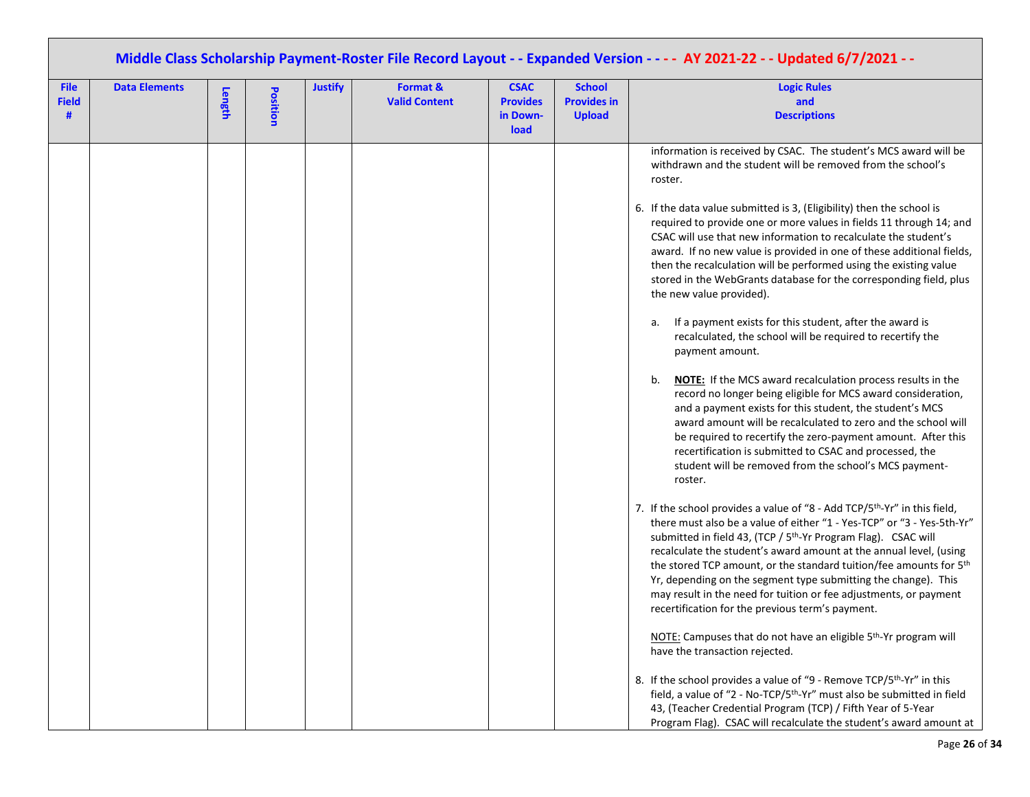# Middle Class Scholarship Payment-Roster File Record Layout - - Expanded Version - - - - AY 2021-22 - - Updated 6/7/2021 - -

| File Field # | Data Elements | Length | Position | Justify | Format & Valid Content | CSAC Provides in Down-load | School Provides in Upload | Logic Rules and Descriptions |
|---|---|---|---|---|---|---|---|---|
| | | | | | | | | information is received by CSAC. The student's MCS award will be withdrawn and the student will be removed from the school's roster.<br><br>6. If the data value submitted is 3, (Eligibility) then the school is required to provide one or more values in fields 11 through 14; and CSAC will use that new information to recalculate the student's award. If no new value is provided in one of these additional fields, then the recalculation will be performed using the existing value stored in the WebGrants database for the corresponding field, plus the new value provided).<br><br>a. If a payment exists for this student, after the award is recalculated, the school will be required to recertify the payment amount.<br><br>b. **NOTE:** If the MCS award recalculation process results in the record no longer being eligible for MCS award consideration, and a payment exists for this student, the student's MCS award amount will be recalculated to zero and the school will be required to recertify the zero-payment amount. After this recertification is submitted to CSAC and processed, the student will be removed from the school's MCS payment-roster.<br><br>7. If the school provides a value of "8 - Add TCP/5th-Yr" in this field, there must also be a value of either "1 - Yes-TCP" or "3 - Yes-5th-Yr" submitted in field 43, (TCP / 5th-Yr Program Flag). CSAC will recalculate the student's award amount at the annual level, (using the stored TCP amount, or the standard tuition/fee amounts for 5th Yr, depending on the segment type submitting the change). This may result in the need for tuition or fee adjustments, or payment recertification for the previous term's payment.<br><br>NOTE: Campuses that do not have an eligible 5th-Yr program will have the transaction rejected.<br><br>8. If the school provides a value of "9 - Remove TCP/5th-Yr" in this field, a value of "2 - No-TCP/5th-Yr" must also be submitted in field 43, (Teacher Credential Program (TCP) / Fifth Year of 5-Year Program Flag). CSAC will recalculate the student's award amount at |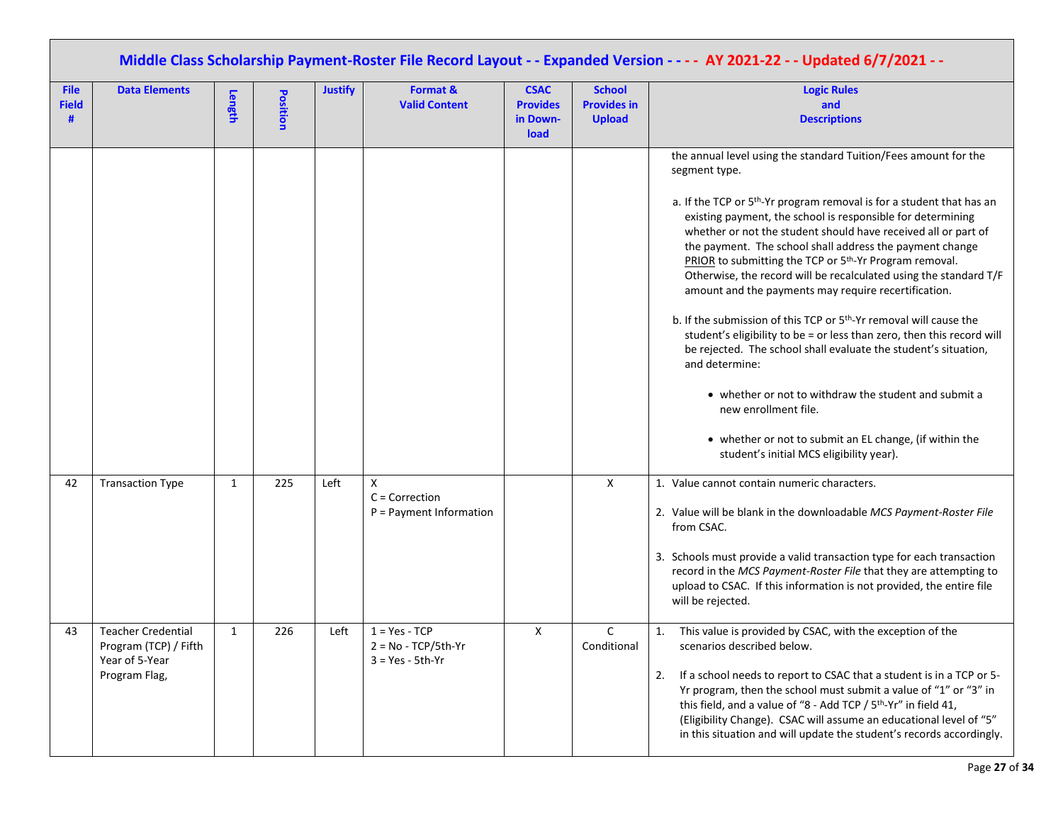## Middle Class Scholarship Payment-Roster File Record Layout - - Expanded Version - - - - AY 2021-22 - - Updated 6/7/2021 - -

| File Field # | Data Elements | Length | Position | Justify | Format & Valid Content | CSAC Provides in Down-load | School Provides in Upload | Logic Rules and Descriptions |
|---|---|---|---|---|---|---|---|---|
| | | | | | | | | the annual level using the standard Tuition/Fees amount for the segment type.<br><br>a. If the TCP or 5th-Yr program removal is for a student that has an existing payment, the school is responsible for determining whether or not the student should have received all or part of the payment. The school shall address the payment change PRIOR to submitting the TCP or 5th-Yr Program removal. Otherwise, the record will be recalculated using the standard T/F amount and the payments may require recertification.<br><br>b. If the submission of this TCP or 5th-Yr removal will cause the student's eligibility to be = or less than zero, then this record will be rejected. The school shall evaluate the student's situation, and determine:<br><br>• whether or not to withdraw the student and submit a new enrollment file.<br><br>• whether or not to submit an EL change, (if within the student's initial MCS eligibility year). |
| 42 | Transaction Type | 1 | 225 | Left | X<br>C = Correction<br>P = Payment Information | | X | 1. Value cannot contain numeric characters.<br><br>2. Value will be blank in the downloadable *MCS Payment-Roster File* from CSAC.<br><br>3. Schools must provide a valid transaction type for each transaction record in the *MCS Payment-Roster File* that they are attempting to upload to CSAC. If this information is not provided, the entire file will be rejected. |
| 43 | Teacher Credential Program (TCP) / Fifth Year of 5-Year Program Flag, | 1 | 226 | Left | 1 = Yes - TCP<br>2 = No - TCP/5th-Yr<br>3 = Yes - 5th-Yr | X | C<br>Conditional | 1. This value is provided by CSAC, with the exception of the scenarios described below.<br><br>2. If a school needs to report to CSAC that a student is in a TCP or 5-Yr program, then the school must submit a value of "1" or "3" in this field, and a value of "8 - Add TCP / 5th-Yr" in field 41, (Eligibility Change). CSAC will assume an educational level of "5" in this situation and will update the student's records accordingly. |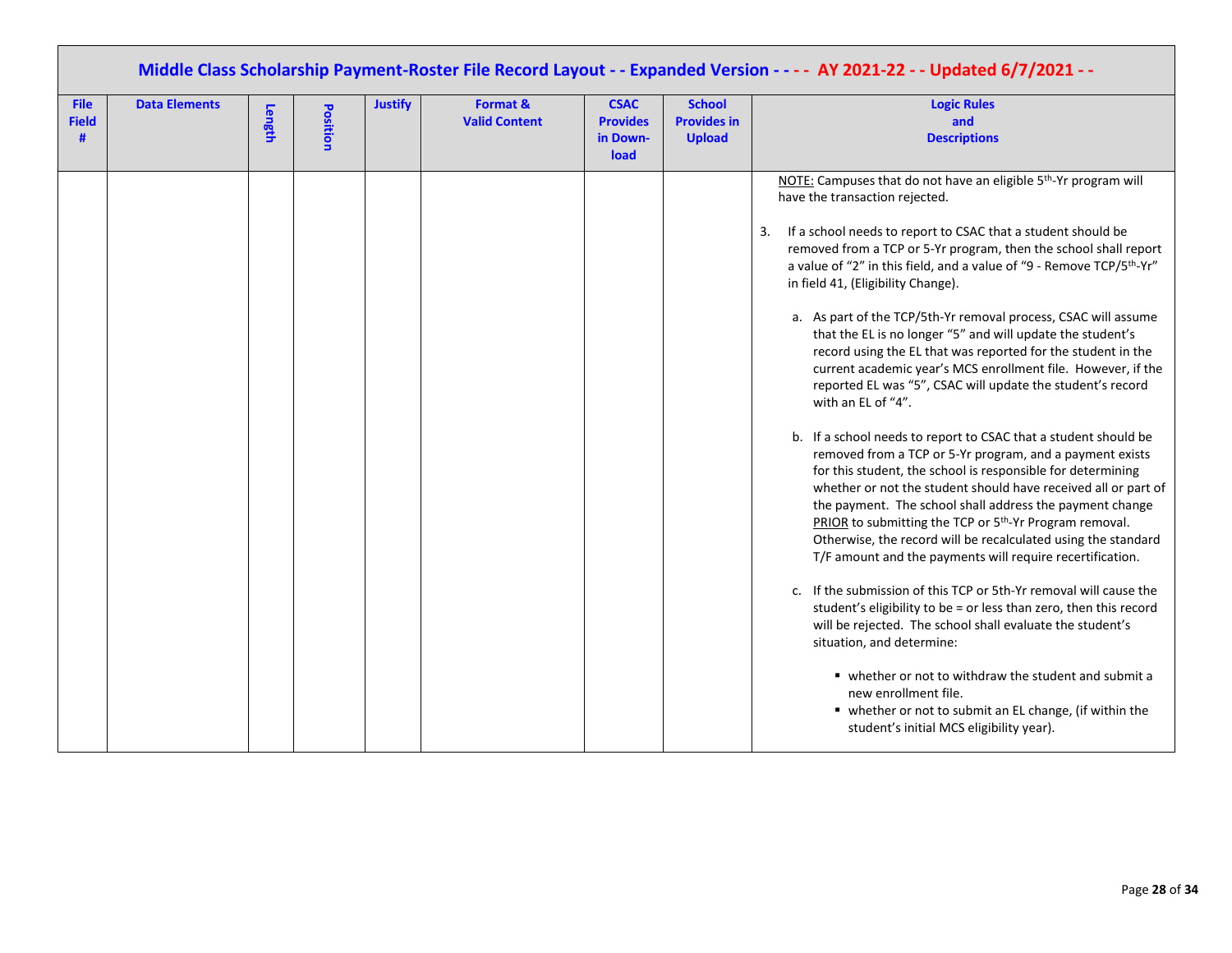## Middle Class Scholarship Payment-Roster File Record Layout - - Expanded Version - - - - AY 2021-22 - - Updated 6/7/2021 - -

| File Field # | Data Elements | Length | Position | Justify | Format & Valid Content | CSAC Provides in Down-load | School Provides in Upload | Logic Rules and Descriptions |
|---|---|---|---|---|---|---|---|---|
| | | | | | | | | NOTE: Campuses that do not have an eligible 5th-Yr program will have the transaction rejected.<br><br>3. If a school needs to report to CSAC that a student should be removed from a TCP or 5-Yr program, then the school shall report a value of "2" in this field, and a value of "9 - Remove TCP/5th-Yr" in field 41, (Eligibility Change).<br><br>a. As part of the TCP/5th-Yr removal process, CSAC will assume that the EL is no longer "5" and will update the student's record using the EL that was reported for the student in the current academic year's MCS enrollment file. However, if the reported EL was "5", CSAC will update the student's record with an EL of "4".<br><br>b. If a school needs to report to CSAC that a student should be removed from a TCP or 5-Yr program, and a payment exists for this student, the school is responsible for determining whether or not the student should have received all or part of the payment. The school shall address the payment change PRIOR to submitting the TCP or 5th-Yr Program removal. Otherwise, the record will be recalculated using the standard T/F amount and the payments will require recertification.<br><br>c. If the submission of this TCP or 5th-Yr removal will cause the student's eligibility to be = or less than zero, then this record will be rejected. The school shall evaluate the student's situation, and determine:<br><br>▪ whether or not to withdraw the student and submit a new enrollment file.<br>▪ whether or not to submit an EL change, (if within the student's initial MCS eligibility year). |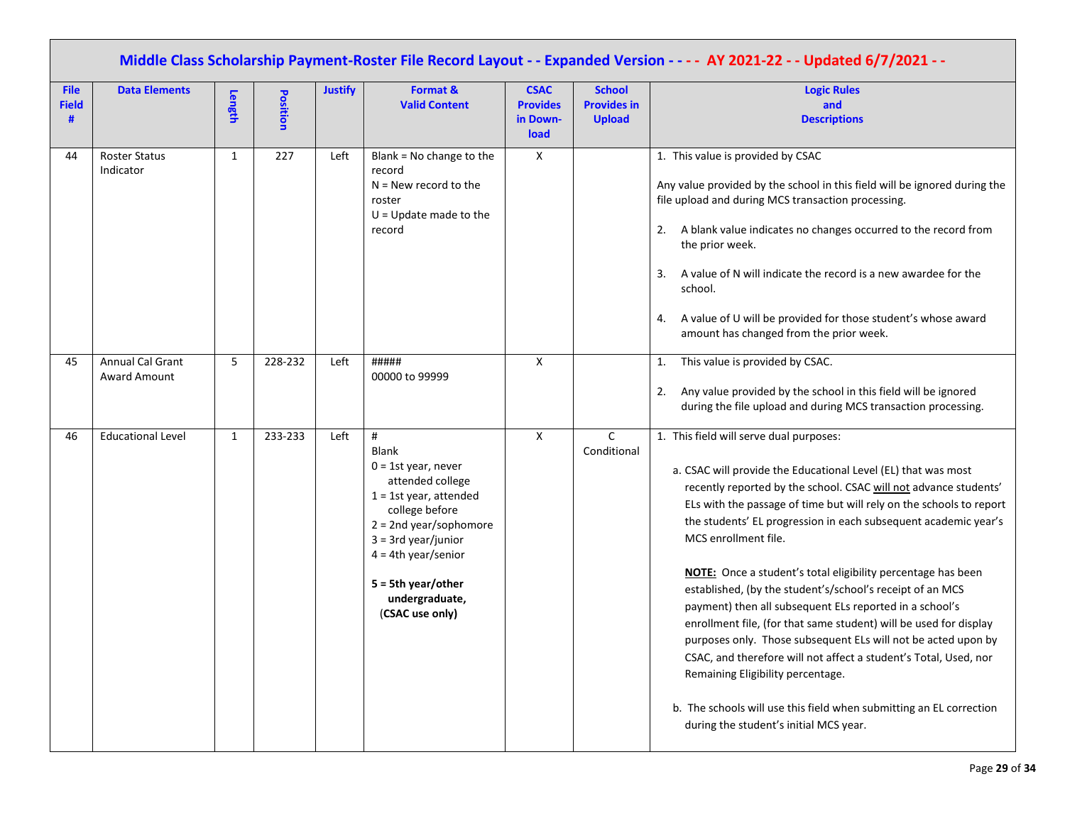## Middle Class Scholarship Payment-Roster File Record Layout - - Expanded Version - - - - AY 2021-22 - - Updated 6/7/2021 - -

| File Field # | Data Elements | Length | Position | Justify | Format & Valid Content | CSAC Provides in Down-load | School Provides in Upload | Logic Rules and Descriptions |
|---|---|---|---|---|---|---|---|---|
| 44 | Roster Status Indicator | 1 | 227 | Left | Blank = No change to the record<br>N = New record to the roster<br>U = Update made to the record | X | | 1. This value is provided by CSAC<br><br>Any value provided by the school in this field will be ignored during the file upload and during MCS transaction processing.<br><br>2. A blank value indicates no changes occurred to the record from the prior week.<br><br>3. A value of N will indicate the record is a new awardee for the school.<br><br>4. A value of U will be provided for those student's whose award amount has changed from the prior week. |
| 45 | Annual Cal Grant Award Amount | 5 | 228-232 | Left | #####<br>00000 to 99999 | X | | 1. This value is provided by CSAC.<br><br>2. Any value provided by the school in this field will be ignored during the file upload and during MCS transaction processing. |
| 46 | Educational Level | 1 | 233-233 | Left | #<br>Blank<br>0 = 1st year, never attended college<br>1 = 1st year, attended college before<br>2 = 2nd year/sophomore<br>3 = 3rd year/junior<br>4 = 4th year/senior<br><br>**5 = 5th year/other undergraduate, (CSAC use only)** | X | C Conditional | 1. This field will serve dual purposes:<br><br>a. CSAC will provide the Educational Level (EL) that was most recently reported by the school. CSAC <u>will not</u> advance students' ELs with the passage of time but will rely on the schools to report the students' EL progression in each subsequent academic year's MCS enrollment file.<br><br>**<u>NOTE:</u>** Once a student's total eligibility percentage has been established, (by the student's/school's receipt of an MCS payment) then all subsequent ELs reported in a school's enrollment file, (for that same student) will be used for display purposes only. Those subsequent ELs will not be acted upon by CSAC, and therefore will not affect a student's Total, Used, nor Remaining Eligibility percentage.<br><br>b. The schools will use this field when submitting an EL correction during the student's initial MCS year. |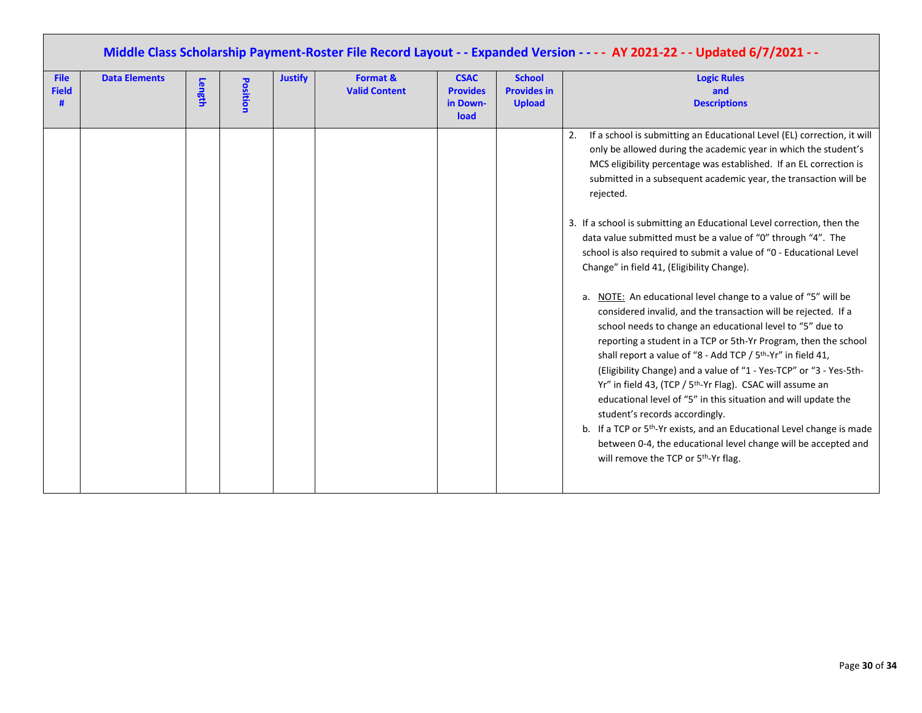## Middle Class Scholarship Payment-Roster File Record Layout - - Expanded Version - - - - AY 2021-22 - - Updated 6/7/2021 - -

| File Field # | Data Elements | Length | Position | Justify | Format & Valid Content | CSAC Provides in Down-load | School Provides in Upload | Logic Rules and Descriptions |
|---|---|---|---|---|---|---|---|---|
| | | | | | | | | 2. If a school is submitting an Educational Level (EL) correction, it will only be allowed during the academic year in which the student's MCS eligibility percentage was established. If an EL correction is submitted in a subsequent academic year, the transaction will be rejected.<br><br>3. If a school is submitting an Educational Level correction, then the data value submitted must be a value of "0" through "4". The school is also required to submit a value of "0 - Educational Level Change" in field 41, (Eligibility Change).<br><br>a. <u>NOTE:</u> An educational level change to a value of "5" will be considered invalid, and the transaction will be rejected. If a school needs to change an educational level to "5" due to reporting a student in a TCP or 5th-Yr Program, then the school shall report a value of "8 - Add TCP / 5th-Yr" in field 41, (Eligibility Change) and a value of "1 - Yes-TCP" or "3 - Yes-5th-Yr" in field 43, (TCP / 5th-Yr Flag). CSAC will assume an educational level of "5" in this situation and will update the student's records accordingly.<br>b. If a TCP or 5th-Yr exists, and an Educational Level change is made between 0-4, the educational level change will be accepted and will remove the TCP or 5th-Yr flag. |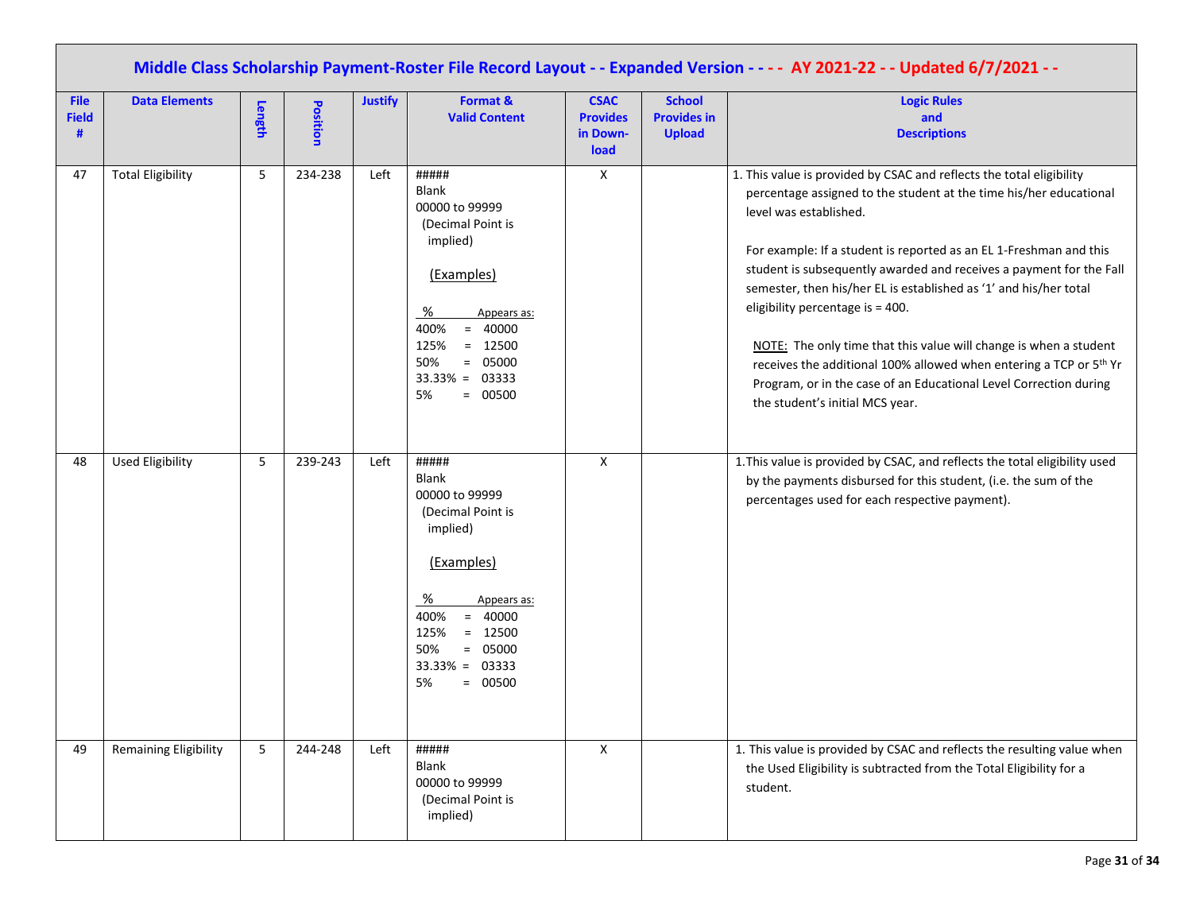# Middle Class Scholarship Payment-Roster File Record Layout - - Expanded Version - - - - AY 2021-22 - - Updated 6/7/2021 - -

| File Field # | Data Elements | Length | Position | Justify | Format & Valid Content | CSAC Provides in Down-load | School Provides in Upload | Logic Rules and Descriptions |
|---|---|---|---|---|---|---|---|---|
| 47 | Total Eligibility | 5 | 234-238 | Left | #####<br>Blank<br>00000 to 99999<br>(Decimal Point is implied)<br><br>(Examples)<br><br>% Appears as:<br>400% = 40000<br>125% = 12500<br>50% = 05000<br>33.33% = 03333<br>5% = 00500 | X | | 1. This value is provided by CSAC and reflects the total eligibility percentage assigned to the student at the time his/her educational level was established.<br><br>For example: If a student is reported as an EL 1-Freshman and this student is subsequently awarded and receives a payment for the Fall semester, then his/her EL is established as '1' and his/her total eligibility percentage is = 400.<br><br>NOTE: The only time that this value will change is when a student receives the additional 100% allowed when entering a TCP or 5th Yr Program, or in the case of an Educational Level Correction during the student's initial MCS year. |
| 48 | Used Eligibility | 5 | 239-243 | Left | #####<br>Blank<br>00000 to 99999<br>(Decimal Point is implied)<br><br>(Examples)<br><br>% Appears as:<br>400% = 40000<br>125% = 12500<br>50% = 05000<br>33.33% = 03333<br>5% = 00500 | X | | 1. This value is provided by CSAC, and reflects the total eligibility used by the payments disbursed for this student, (i.e. the sum of the percentages used for each respective payment). |
| 49 | Remaining Eligibility | 5 | 244-248 | Left | #####<br>Blank<br>00000 to 99999<br>(Decimal Point is implied) | X | | 1. This value is provided by CSAC and reflects the resulting value when the Used Eligibility is subtracted from the Total Eligibility for a student. |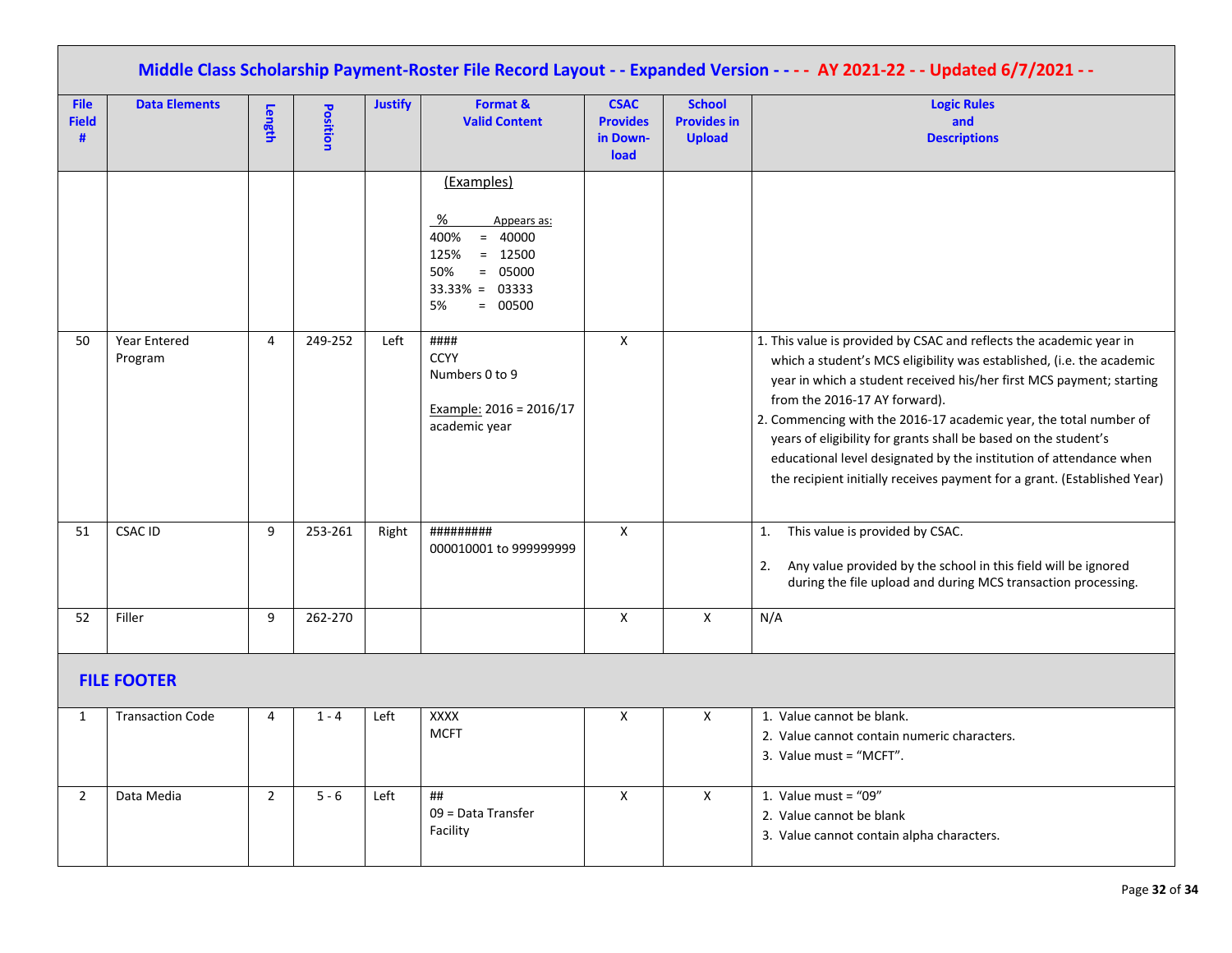# Middle Class Scholarship Payment-Roster File Record Layout - - Expanded Version - - - - AY 2021-22 - - Updated 6/7/2021 - -

| File Field # | Data Elements | Length | Position | Justify | Format & Valid Content | CSAC Provides in Down-load | School Provides in Upload | Logic Rules and Descriptions |
|---|---|---|---|---|---|---|---|---|
| | | | | | (Examples)<br><br>% Appears as:<br>400% = 40000<br>125% = 12500<br>50% = 05000<br>33.33% = 03333<br>5% = 00500 | | | |
| 50 | Year Entered Program | 4 | 249-252 | Left | ####<br>CCYY<br>Numbers 0 to 9<br><br>Example: 2016 = 2016/17 academic year | X | | 1. This value is provided by CSAC and reflects the academic year in which a student's MCS eligibility was established, (i.e. the academic year in which a student received his/her first MCS payment; starting from the 2016-17 AY forward).<br>2. Commencing with the 2016-17 academic year, the total number of years of eligibility for grants shall be based on the student's educational level designated by the institution of attendance when the recipient initially receives payment for a grant. (Established Year) |
| 51 | CSAC ID | 9 | 253-261 | Right | #########<br>000010001 to 999999999 | X | | 1. This value is provided by CSAC.<br><br>2. Any value provided by the school in this field will be ignored during the file upload and during MCS transaction processing. |
| 52 | Filler | 9 | 262-270 | | | X | X | N/A |
| **FILE FOOTER** | | | | | | | | |
| 1 | Transaction Code | 4 | 1 - 4 | Left | XXXX<br>MCFT | X | X | 1. Value cannot be blank.<br>2. Value cannot contain numeric characters.<br>3. Value must = "MCFT". |
| 2 | Data Media | 2 | 5 - 6 | Left | ##<br>09 = Data Transfer Facility | X | X | 1. Value must = "09"<br>2. Value cannot be blank<br>3. Value cannot contain alpha characters. |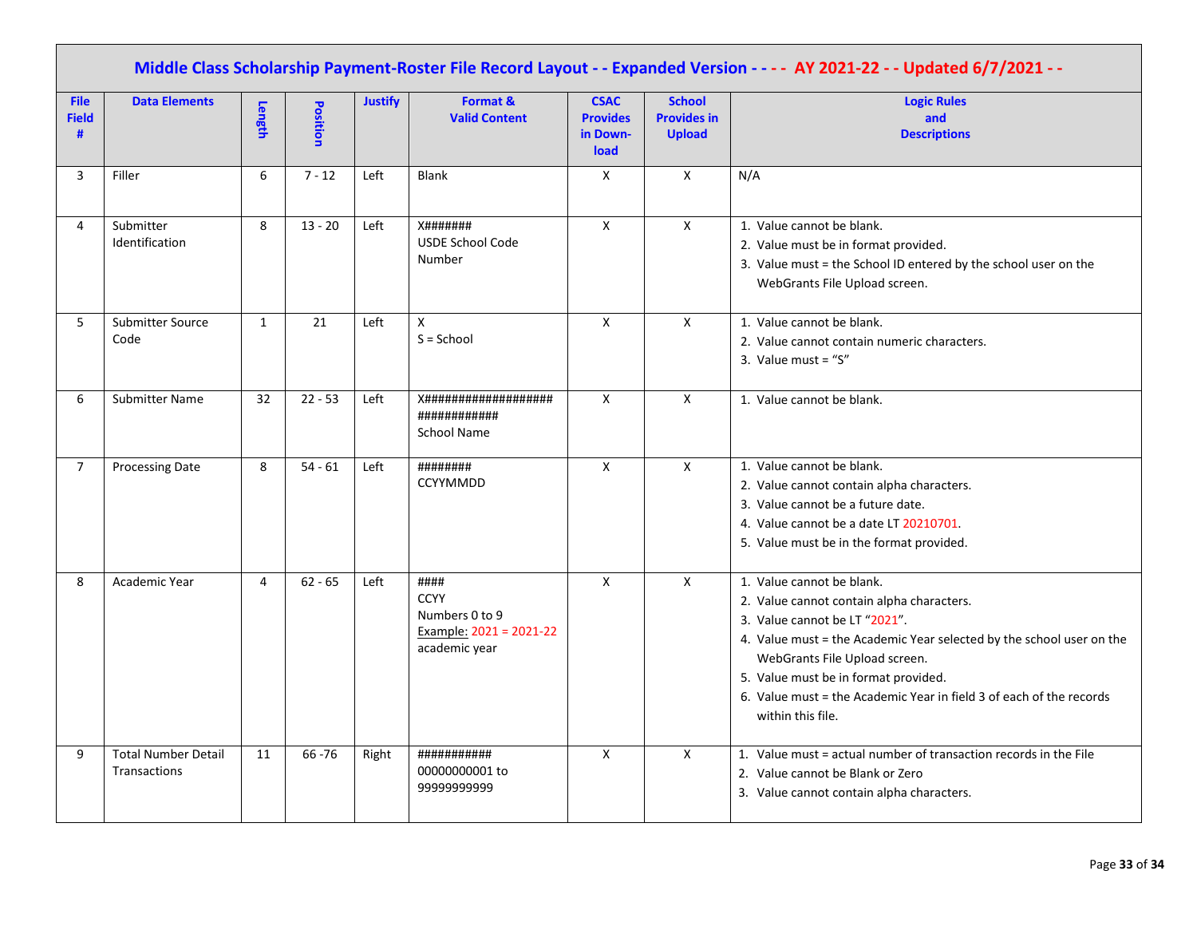## Middle Class Scholarship Payment-Roster File Record Layout - - Expanded Version - - - - AY 2021-22 - - Updated 6/7/2021 - -

| File Field # | Data Elements | Length | Position | Justify | Format & Valid Content | CSAC Provides in Download | School Provides in Upload | Logic Rules and Descriptions |
|---|---|---|---|---|---|---|---|---|
| 3 | Filler | 6 | 7 - 12 | Left | Blank | X | X | N/A |
| 4 | Submitter Identification | 8 | 13 - 20 | Left | X####### USDE School Code Number | X | X | 1. Value cannot be blank. 2. Value must be in format provided. 3. Value must = the School ID entered by the school user on the WebGrants File Upload screen. |
| 5 | Submitter Source Code | 1 | 21 | Left | X S = School | X | X | 1. Value cannot be blank. 2. Value cannot contain numeric characters. 3. Value must = "S" |
| 6 | Submitter Name | 32 | 22 - 53 | Left | X################################ School Name | X | X | 1. Value cannot be blank. |
| 7 | Processing Date | 8 | 54 - 61 | Left | ######## CCYYMMDD | X | X | 1. Value cannot be blank. 2. Value cannot contain alpha characters. 3. Value cannot be a future date. 4. Value cannot be a date LT 20210701. 5. Value must be in the format provided. |
| 8 | Academic Year | 4 | 62 - 65 | Left | #### CCYY Numbers 0 to 9 Example: 2021 = 2021-22 academic year | X | X | 1. Value cannot be blank. 2. Value cannot contain alpha characters. 3. Value cannot be LT "2021". 4. Value must = the Academic Year selected by the school user on the WebGrants File Upload screen. 5. Value must be in format provided. 6. Value must = the Academic Year in field 3 of each of the records within this file. |
| 9 | Total Number Detail Transactions | 11 | 66 -76 | Right | ########### 00000000001 to 99999999999 | X | X | 1. Value must = actual number of transaction records in the File 2. Value cannot be Blank or Zero 3. Value cannot contain alpha characters. |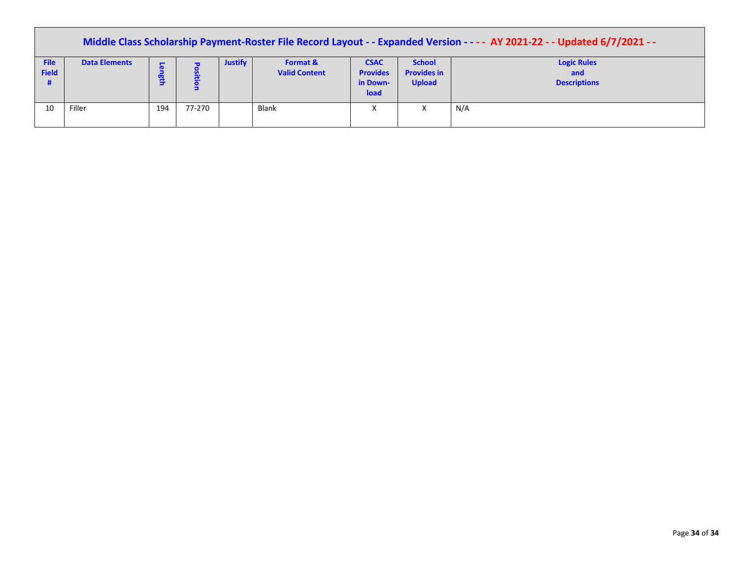| Middle Class Scholarship Payment-Roster File Record Layout - - Expanded Version - - - - AY 2021-22 - - Updated 6/7/2021 - - | | | | | | | | |
|---|---|---|---|---|---|---|---|---|
| **File Field #** | **Data Elements** | **Length** | **Position** | **Justify** | **Format & Valid Content** | **CSAC Provides in Down-load** | **School Provides in Upload** | **Logic Rules and Descriptions** |
| 10 | Filler | 194 | 77-270 | | Blank | X | X | N/A |